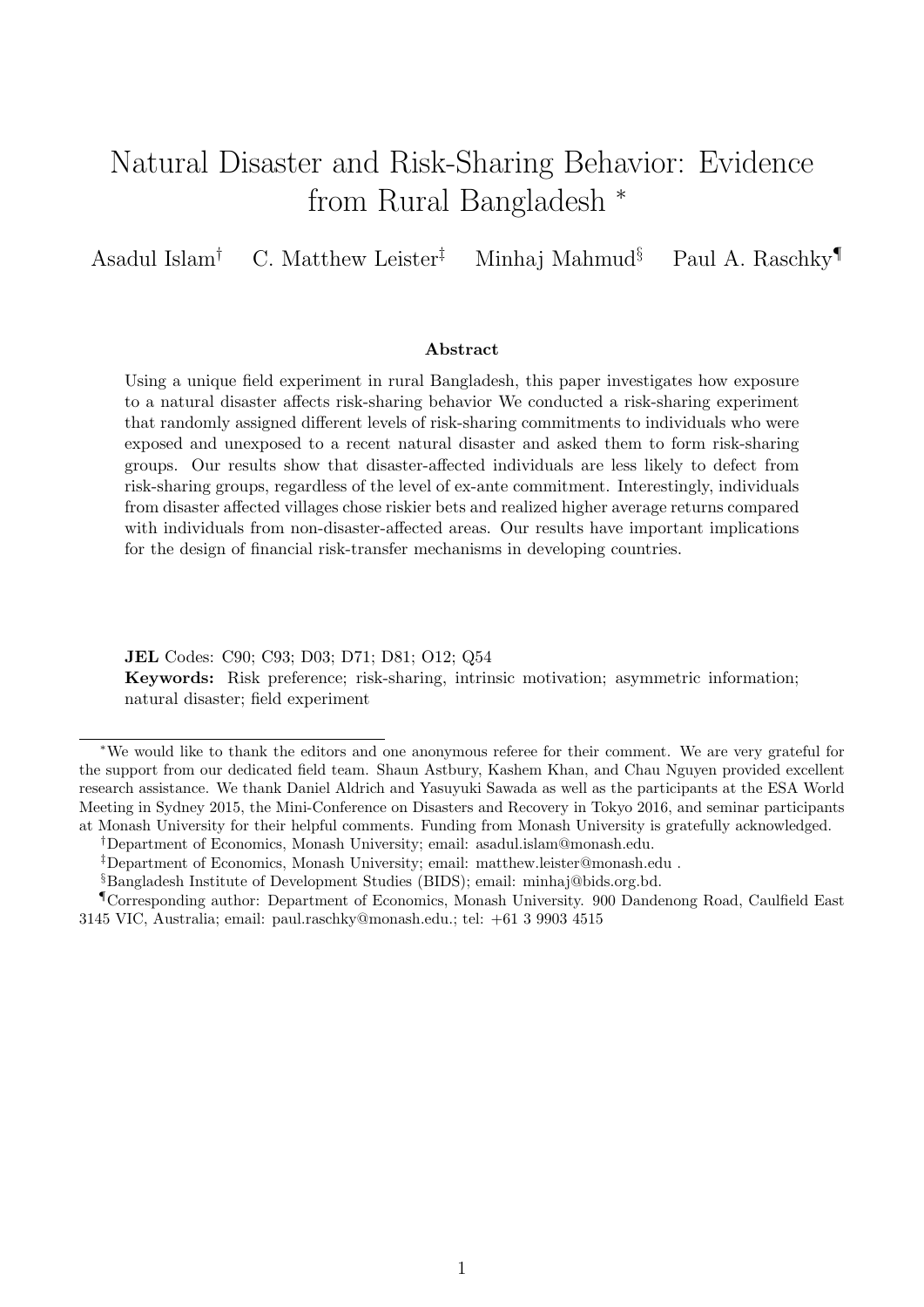# Natural Disaster and Risk-Sharing Behavior: Evidence from Rural Bangladesh *

Asadul Islam[†] C. Matthew Leister[‡] Minhaj Mahmud[§] Paul A. Raschky[¶]

### Abstract

Using a unique field experiment in rural Bangladesh, this paper investigates how exposure to a natural disaster affects risk-sharing behavior We conducted a risk-sharing experiment that randomly assigned different levels of risk-sharing commitments to individuals who were exposed and unexposed to a recent natural disaster and asked them to form risk-sharing groups. Our results show that disaster-affected individuals are less likely to defect from risk-sharing groups, regardless of the level of ex-ante commitment. Interestingly, individuals from disaster affected villages chose riskier bets and realized higher average returns compared with individuals from non-disaster-affected areas. Our results have important implications for the design of financial risk-transfer mechanisms in developing countries.

**JEL** Codes: C90; C93; D03; D71; D81; O12; Q54

**Keywords:** Risk preference; risk-sharing, intrinsic motivation; asymmetric information; natural disaster; field experiment

---

*We would like to thank the editors and one anonymous referee for their comment. We are very grateful for the support from our dedicated field team. Shaun Astbury, Kashem Khan, and Chau Nguyen provided excellent research assistance. We thank Daniel Aldrich and Yasuyuki Sawada as well as the participants at the ESA World Meeting in Sydney 2015, the Mini-Conference on Disasters and Recovery in Tokyo 2016, and seminar participants at Monash University for their helpful comments. Funding from Monash University is gratefully acknowledged.

[†]Department of Economics, Monash University; email: asadul.islam@monash.edu.

[‡]Department of Economics, Monash University; email: matthew.leister@monash.edu .

[§]Bangladesh Institute of Development Studies (BIDS); email: minhaj@bids.org.bd.

[¶]Corresponding author: Department of Economics, Monash University. 900 Dandenong Road, Caulfield East 3145 VIC, Australia; email: paul.raschky@monash.edu.; tel: +61 3 9903 4515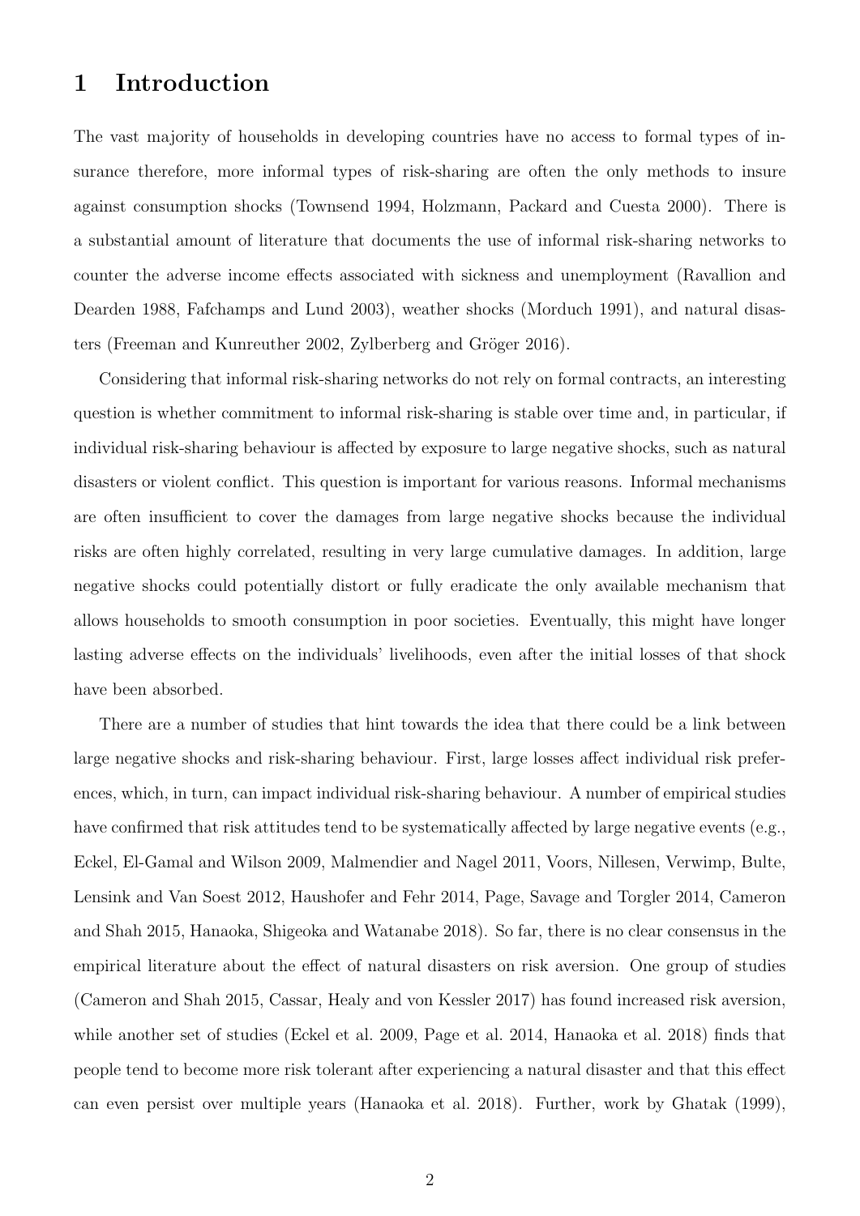# 1 Introduction

The vast majority of households in developing countries have no access to formal types of insurance therefore, more informal types of risk-sharing are often the only methods to insure against consumption shocks (Townsend 1994, Holzmann, Packard and Cuesta 2000). There is a substantial amount of literature that documents the use of informal risk-sharing networks to counter the adverse income effects associated with sickness and unemployment (Ravallion and Dearden 1988, Fafchamps and Lund 2003), weather shocks (Morduch 1991), and natural disasters (Freeman and Kunreuther 2002, Zylberberg and Gröger 2016).

Considering that informal risk-sharing networks do not rely on formal contracts, an interesting question is whether commitment to informal risk-sharing is stable over time and, in particular, if individual risk-sharing behaviour is affected by exposure to large negative shocks, such as natural disasters or violent conflict. This question is important for various reasons. Informal mechanisms are often insufficient to cover the damages from large negative shocks because the individual risks are often highly correlated, resulting in very large cumulative damages. In addition, large negative shocks could potentially distort or fully eradicate the only available mechanism that allows households to smooth consumption in poor societies. Eventually, this might have longer lasting adverse effects on the individuals' livelihoods, even after the initial losses of that shock have been absorbed.

There are a number of studies that hint towards the idea that there could be a link between large negative shocks and risk-sharing behaviour. First, large losses affect individual risk preferences, which, in turn, can impact individual risk-sharing behaviour. A number of empirical studies have confirmed that risk attitudes tend to be systematically affected by large negative events (e.g., Eckel, El-Gamal and Wilson 2009, Malmendier and Nagel 2011, Voors, Nillesen, Verwimp, Bulte, Lensink and Van Soest 2012, Haushofer and Fehr 2014, Page, Savage and Torgler 2014, Cameron and Shah 2015, Hanaoka, Shigeoka and Watanabe 2018). So far, there is no clear consensus in the empirical literature about the effect of natural disasters on risk aversion. One group of studies (Cameron and Shah 2015, Cassar, Healy and von Kessler 2017) has found increased risk aversion, while another set of studies (Eckel et al. 2009, Page et al. 2014, Hanaoka et al. 2018) finds that people tend to become more risk tolerant after experiencing a natural disaster and that this effect can even persist over multiple years (Hanaoka et al. 2018). Further, work by Ghatak (1999),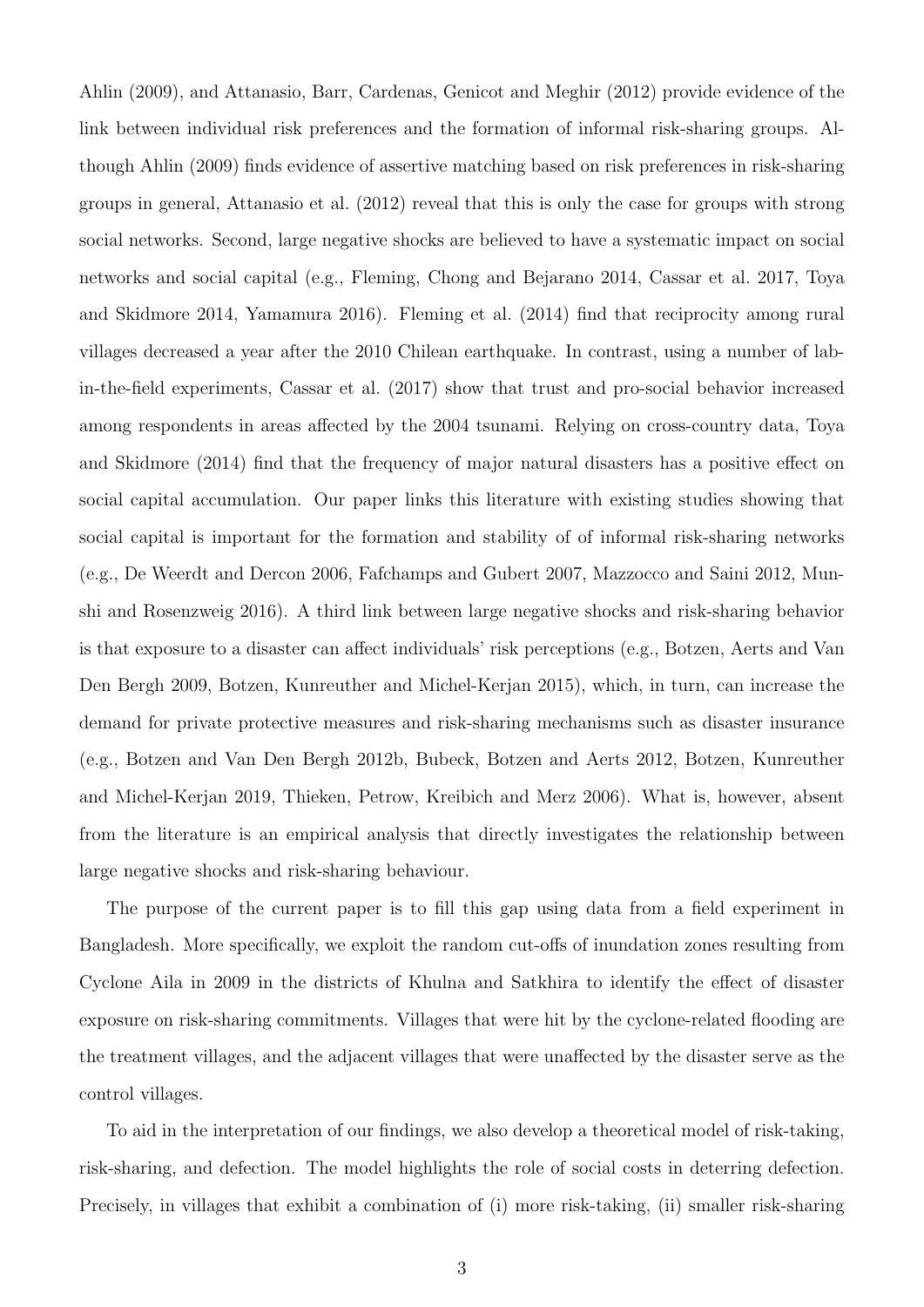Ahlin (2009), and Attanasio, Barr, Cardenas, Genicot and Meghir (2012) provide evidence of the link between individual risk preferences and the formation of informal risk-sharing groups. Although Ahlin (2009) finds evidence of assertive matching based on risk preferences in risk-sharing groups in general, Attanasio et al. (2012) reveal that this is only the case for groups with strong social networks. Second, large negative shocks are believed to have a systematic impact on social networks and social capital (e.g., Fleming, Chong and Bejarano 2014, Cassar et al. 2017, Toya and Skidmore 2014, Yamamura 2016). Fleming et al. (2014) find that reciprocity among rural villages decreased a year after the 2010 Chilean earthquake. In contrast, using a number of lab-in-the-field experiments, Cassar et al. (2017) show that trust and pro-social behavior increased among respondents in areas affected by the 2004 tsunami. Relying on cross-country data, Toya and Skidmore (2014) find that the frequency of major natural disasters has a positive effect on social capital accumulation. Our paper links this literature with existing studies showing that social capital is important for the formation and stability of of informal risk-sharing networks (e.g., De Weerdt and Dercon 2006, Fafchamps and Gubert 2007, Mazzocco and Saini 2012, Munshi and Rosenzweig 2016). A third link between large negative shocks and risk-sharing behavior is that exposure to a disaster can affect individuals' risk perceptions (e.g., Botzen, Aerts and Van Den Bergh 2009, Botzen, Kunreuther and Michel-Kerjan 2015), which, in turn, can increase the demand for private protective measures and risk-sharing mechanisms such as disaster insurance (e.g., Botzen and Van Den Bergh 2012b, Bubeck, Botzen and Aerts 2012, Botzen, Kunreuther and Michel-Kerjan 2019, Thieken, Petrow, Kreibich and Merz 2006). What is, however, absent from the literature is an empirical analysis that directly investigates the relationship between large negative shocks and risk-sharing behaviour.

The purpose of the current paper is to fill this gap using data from a field experiment in Bangladesh. More specifically, we exploit the random cut-offs of inundation zones resulting from Cyclone Aila in 2009 in the districts of Khulna and Satkhira to identify the effect of disaster exposure on risk-sharing commitments. Villages that were hit by the cyclone-related flooding are the treatment villages, and the adjacent villages that were unaffected by the disaster serve as the control villages.

To aid in the interpretation of our findings, we also develop a theoretical model of risk-taking, risk-sharing, and defection. The model highlights the role of social costs in deterring defection. Precisely, in villages that exhibit a combination of (i) more risk-taking, (ii) smaller risk-sharing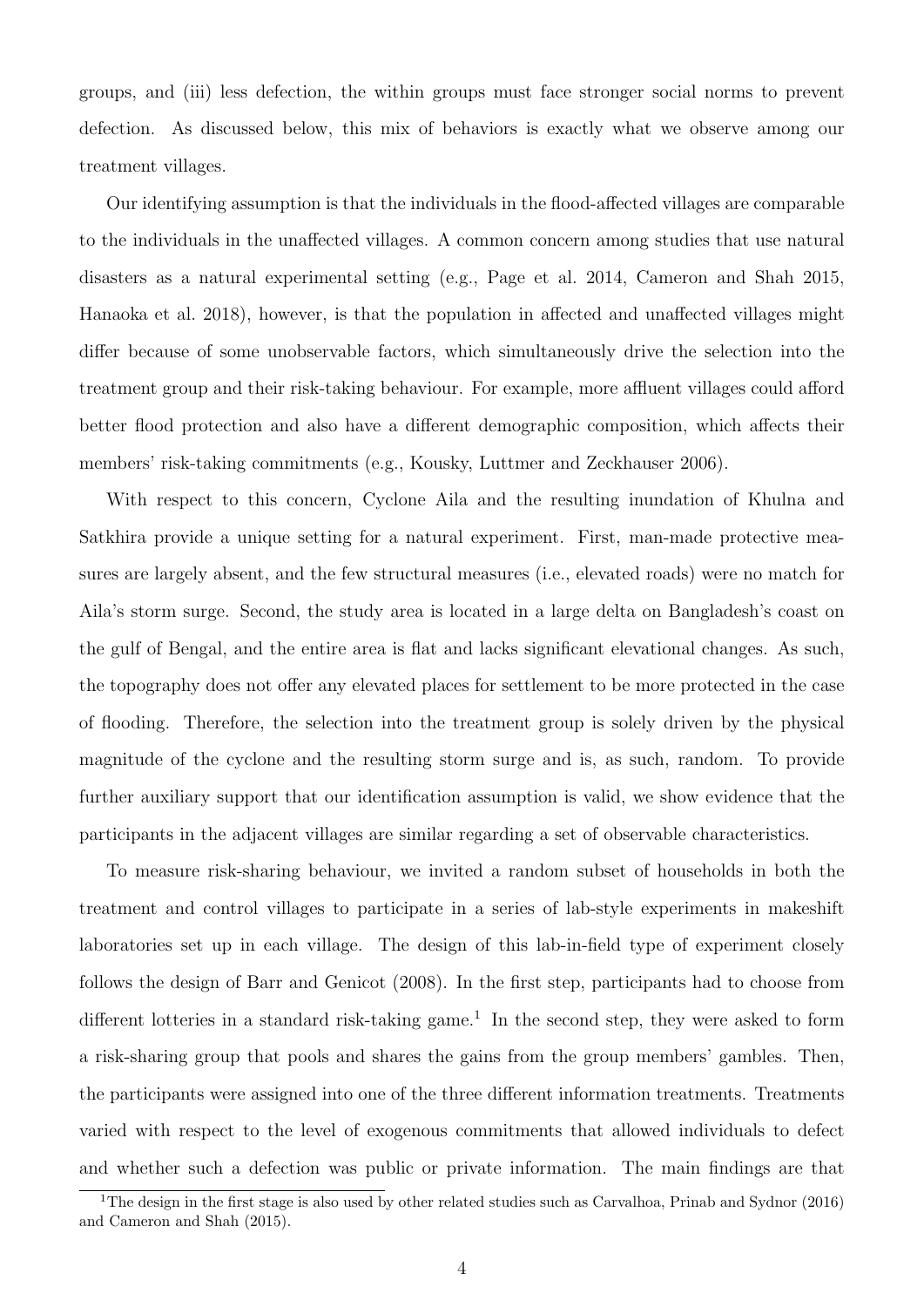groups, and (iii) less defection, the within groups must face stronger social norms to prevent defection. As discussed below, this mix of behaviors is exactly what we observe among our treatment villages.

Our identifying assumption is that the individuals in the flood-affected villages are comparable to the individuals in the unaffected villages. A common concern among studies that use natural disasters as a natural experimental setting (e.g., Page et al. 2014, Cameron and Shah 2015, Hanaoka et al. 2018), however, is that the population in affected and unaffected villages might differ because of some unobservable factors, which simultaneously drive the selection into the treatment group and their risk-taking behaviour. For example, more affluent villages could afford better flood protection and also have a different demographic composition, which affects their members' risk-taking commitments (e.g., Kousky, Luttmer and Zeckhauser 2006).

With respect to this concern, Cyclone Aila and the resulting inundation of Khulna and Satkhira provide a unique setting for a natural experiment. First, man-made protective measures are largely absent, and the few structural measures (i.e., elevated roads) were no match for Aila's storm surge. Second, the study area is located in a large delta on Bangladesh's coast on the gulf of Bengal, and the entire area is flat and lacks significant elevational changes. As such, the topography does not offer any elevated places for settlement to be more protected in the case of flooding. Therefore, the selection into the treatment group is solely driven by the physical magnitude of the cyclone and the resulting storm surge and is, as such, random. To provide further auxiliary support that our identification assumption is valid, we show evidence that the participants in the adjacent villages are similar regarding a set of observable characteristics.

To measure risk-sharing behaviour, we invited a random subset of households in both the treatment and control villages to participate in a series of lab-style experiments in makeshift laboratories set up in each village. The design of this lab-in-field type of experiment closely follows the design of Barr and Genicot (2008). In the first step, participants had to choose from different lotteries in a standard risk-taking game.[1] In the second step, they were asked to form a risk-sharing group that pools and shares the gains from the group members' gambles. Then, the participants were assigned into one of the three different information treatments. Treatments varied with respect to the level of exogenous commitments that allowed individuals to defect and whether such a defection was public or private information. The main findings are that

[1] The design in the first stage is also used by other related studies such as Carvalhoa, Prinab and Sydnor (2016) and Cameron and Shah (2015).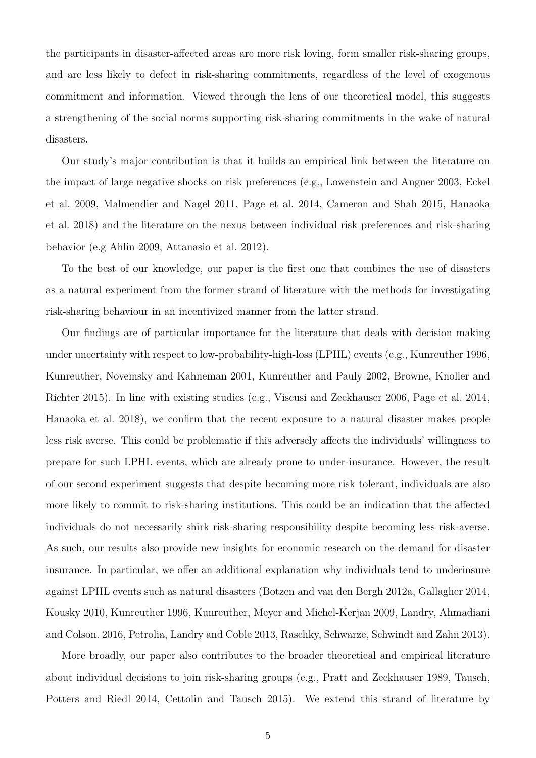the participants in disaster-affected areas are more risk loving, form smaller risk-sharing groups, and are less likely to defect in risk-sharing commitments, regardless of the level of exogenous commitment and information. Viewed through the lens of our theoretical model, this suggests a strengthening of the social norms supporting risk-sharing commitments in the wake of natural disasters.

Our study's major contribution is that it builds an empirical link between the literature on the impact of large negative shocks on risk preferences (e.g., Lowenstein and Angner 2003, Eckel et al. 2009, Malmendier and Nagel 2011, Page et al. 2014, Cameron and Shah 2015, Hanaoka et al. 2018) and the literature on the nexus between individual risk preferences and risk-sharing behavior (e.g Ahlin 2009, Attanasio et al. 2012).

To the best of our knowledge, our paper is the first one that combines the use of disasters as a natural experiment from the former strand of literature with the methods for investigating risk-sharing behaviour in an incentivized manner from the latter strand.

Our findings are of particular importance for the literature that deals with decision making under uncertainty with respect to low-probability-high-loss (LPHL) events (e.g., Kunreuther 1996, Kunreuther, Novemsky and Kahneman 2001, Kunreuther and Pauly 2002, Browne, Knoller and Richter 2015). In line with existing studies (e.g., Viscusi and Zeckhauser 2006, Page et al. 2014, Hanaoka et al. 2018), we confirm that the recent exposure to a natural disaster makes people less risk averse. This could be problematic if this adversely affects the individuals' willingness to prepare for such LPHL events, which are already prone to under-insurance. However, the result of our second experiment suggests that despite becoming more risk tolerant, individuals are also more likely to commit to risk-sharing institutions. This could be an indication that the affected individuals do not necessarily shirk risk-sharing responsibility despite becoming less risk-averse. As such, our results also provide new insights for economic research on the demand for disaster insurance. In particular, we offer an additional explanation why individuals tend to underinsure against LPHL events such as natural disasters (Botzen and van den Bergh 2012a, Gallagher 2014, Kousky 2010, Kunreuther 1996, Kunreuther, Meyer and Michel-Kerjan 2009, Landry, Ahmadiani and Colson. 2016, Petrolia, Landry and Coble 2013, Raschky, Schwarze, Schwindt and Zahn 2013).

More broadly, our paper also contributes to the broader theoretical and empirical literature about individual decisions to join risk-sharing groups (e.g., Pratt and Zeckhauser 1989, Tausch, Potters and Riedl 2014, Cettolin and Tausch 2015). We extend this strand of literature by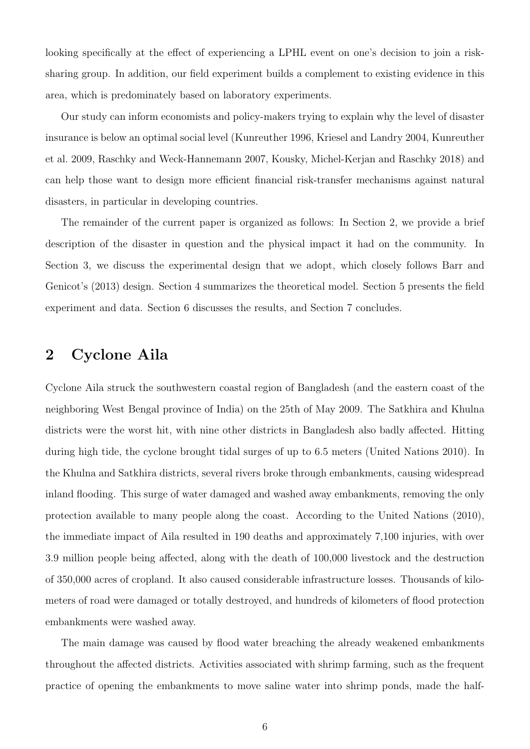looking specifically at the effect of experiencing a LPHL event on one's decision to join a risk-sharing group. In addition, our field experiment builds a complement to existing evidence in this area, which is predominately based on laboratory experiments.

Our study can inform economists and policy-makers trying to explain why the level of disaster insurance is below an optimal social level (Kunreuther 1996, Kriesel and Landry 2004, Kunreuther et al. 2009, Raschky and Weck-Hannemann 2007, Kousky, Michel-Kerjan and Raschky 2018) and can help those want to design more efficient financial risk-transfer mechanisms against natural disasters, in particular in developing countries.

The remainder of the current paper is organized as follows: In Section 2, we provide a brief description of the disaster in question and the physical impact it had on the community. In Section 3, we discuss the experimental design that we adopt, which closely follows Barr and Genicot's (2013) design. Section 4 summarizes the theoretical model. Section 5 presents the field experiment and data. Section 6 discusses the results, and Section 7 concludes.

## 2 Cyclone Aila

Cyclone Aila struck the southwestern coastal region of Bangladesh (and the eastern coast of the neighboring West Bengal province of India) on the 25th of May 2009. The Satkhira and Khulna districts were the worst hit, with nine other districts in Bangladesh also badly affected. Hitting during high tide, the cyclone brought tidal surges of up to 6.5 meters (United Nations 2010). In the Khulna and Satkhira districts, several rivers broke through embankments, causing widespread inland flooding. This surge of water damaged and washed away embankments, removing the only protection available to many people along the coast. According to the United Nations (2010), the immediate impact of Aila resulted in 190 deaths and approximately 7,100 injuries, with over 3.9 million people being affected, along with the death of 100,000 livestock and the destruction of 350,000 acres of cropland. It also caused considerable infrastructure losses. Thousands of kilometers of road were damaged or totally destroyed, and hundreds of kilometers of flood protection embankments were washed away.

The main damage was caused by flood water breaching the already weakened embankments throughout the affected districts. Activities associated with shrimp farming, such as the frequent practice of opening the embankments to move saline water into shrimp ponds, made the half-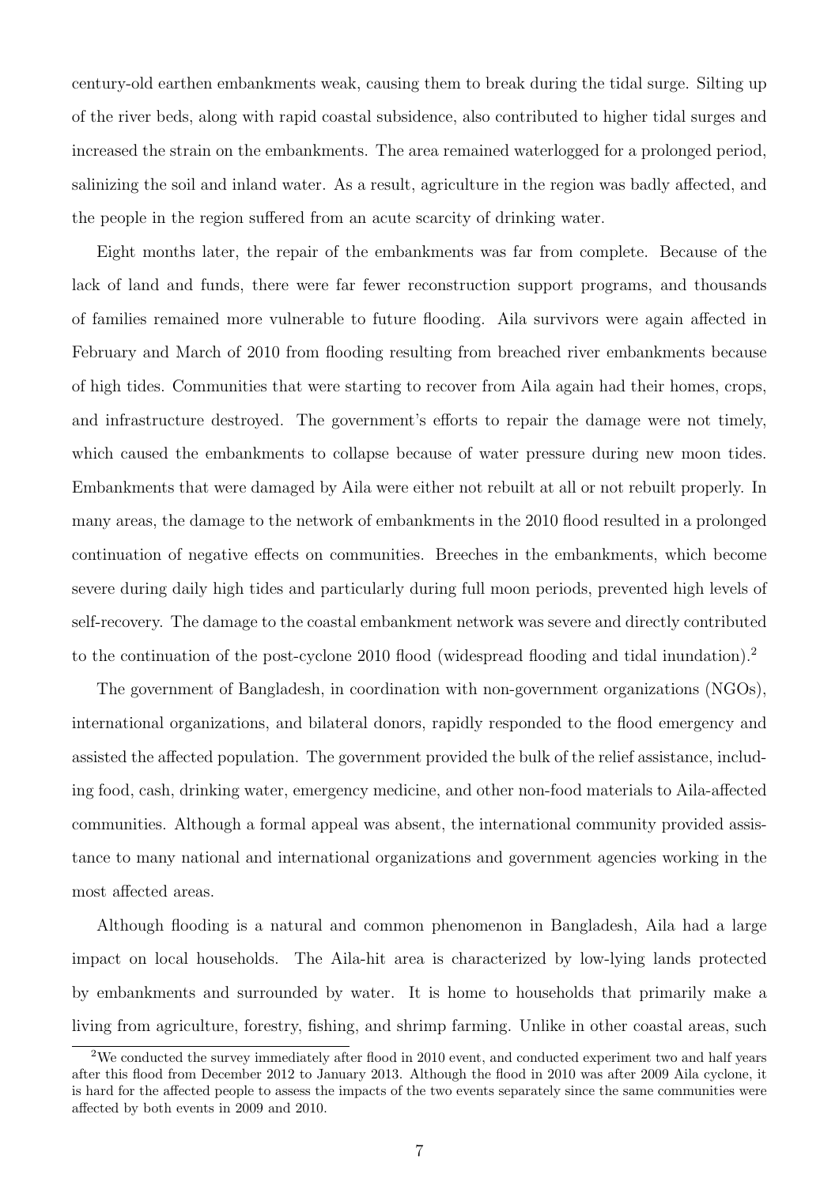century-old earthen embankments weak, causing them to break during the tidal surge. Silting up of the river beds, along with rapid coastal subsidence, also contributed to higher tidal surges and increased the strain on the embankments. The area remained waterlogged for a prolonged period, salinizing the soil and inland water. As a result, agriculture in the region was badly affected, and the people in the region suffered from an acute scarcity of drinking water.

Eight months later, the repair of the embankments was far from complete. Because of the lack of land and funds, there were far fewer reconstruction support programs, and thousands of families remained more vulnerable to future flooding. Aila survivors were again affected in February and March of 2010 from flooding resulting from breached river embankments because of high tides. Communities that were starting to recover from Aila again had their homes, crops, and infrastructure destroyed. The government's efforts to repair the damage were not timely, which caused the embankments to collapse because of water pressure during new moon tides. Embankments that were damaged by Aila were either not rebuilt at all or not rebuilt properly. In many areas, the damage to the network of embankments in the 2010 flood resulted in a prolonged continuation of negative effects on communities. Breeches in the embankments, which become severe during daily high tides and particularly during full moon periods, prevented high levels of self-recovery. The damage to the coastal embankment network was severe and directly contributed to the continuation of the post-cyclone 2010 flood (widespread flooding and tidal inundation).[2]

The government of Bangladesh, in coordination with non-government organizations (NGOs), international organizations, and bilateral donors, rapidly responded to the flood emergency and assisted the affected population. The government provided the bulk of the relief assistance, including food, cash, drinking water, emergency medicine, and other non-food materials to Aila-affected communities. Although a formal appeal was absent, the international community provided assistance to many national and international organizations and government agencies working in the most affected areas.

Although flooding is a natural and common phenomenon in Bangladesh, Aila had a large impact on local households. The Aila-hit area is characterized by low-lying lands protected by embankments and surrounded by water. It is home to households that primarily make a living from agriculture, forestry, fishing, and shrimp farming. Unlike in other coastal areas, such

[2] We conducted the survey immediately after flood in 2010 event, and conducted experiment two and half years after this flood from December 2012 to January 2013. Although the flood in 2010 was after 2009 Aila cyclone, it is hard for the affected people to assess the impacts of the two events separately since the same communities were affected by both events in 2009 and 2010.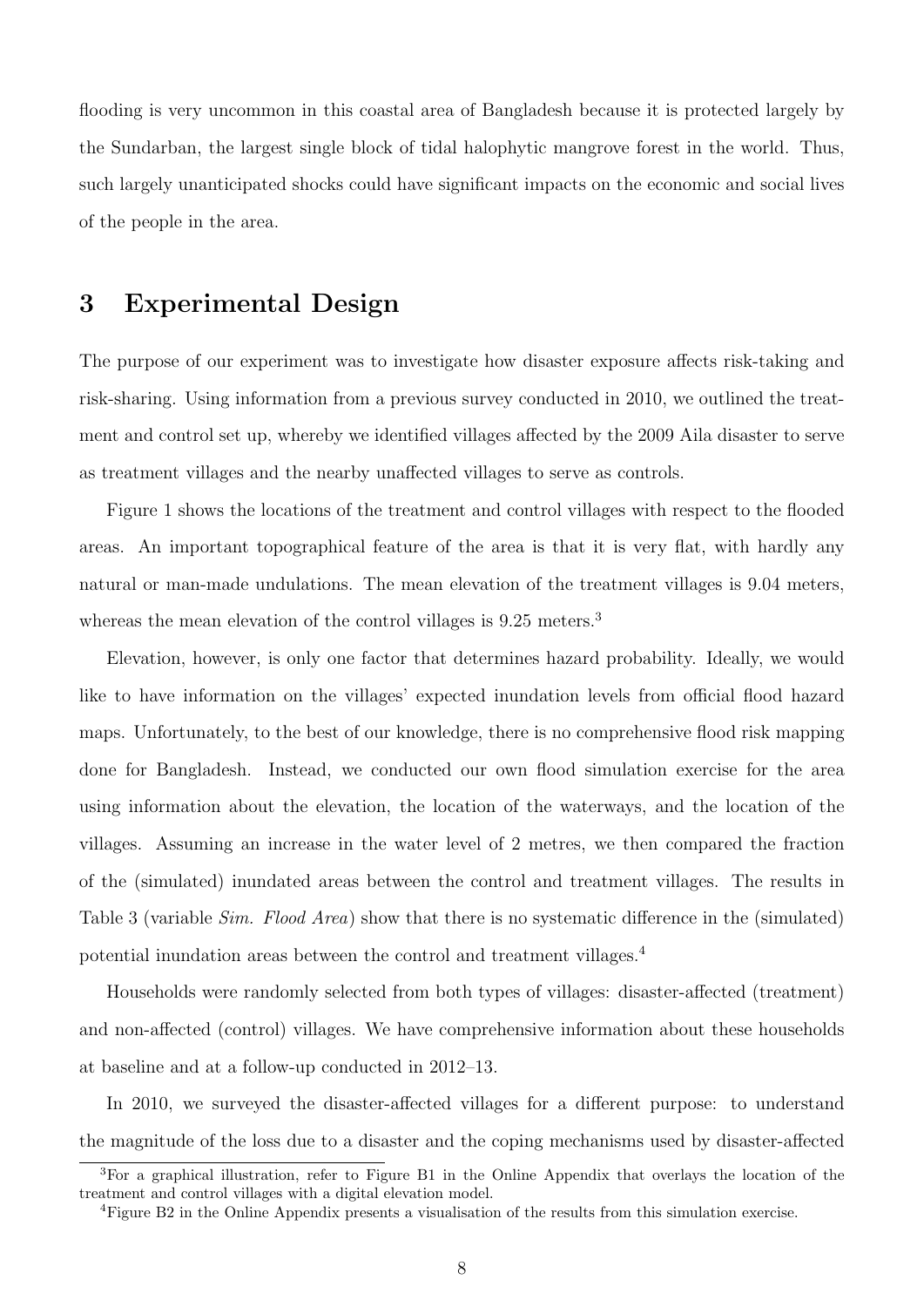flooding is very uncommon in this coastal area of Bangladesh because it is protected largely by the Sundarban, the largest single block of tidal halophytic mangrove forest in the world. Thus, such largely unanticipated shocks could have significant impacts on the economic and social lives of the people in the area.

## 3 Experimental Design

The purpose of our experiment was to investigate how disaster exposure affects risk-taking and risk-sharing. Using information from a previous survey conducted in 2010, we outlined the treatment and control set up, whereby we identified villages affected by the 2009 Aila disaster to serve as treatment villages and the nearby unaffected villages to serve as controls.

Figure 1 shows the locations of the treatment and control villages with respect to the flooded areas. An important topographical feature of the area is that it is very flat, with hardly any natural or man-made undulations. The mean elevation of the treatment villages is 9.04 meters, whereas the mean elevation of the control villages is 9.25 meters.[3]

Elevation, however, is only one factor that determines hazard probability. Ideally, we would like to have information on the villages' expected inundation levels from official flood hazard maps. Unfortunately, to the best of our knowledge, there is no comprehensive flood risk mapping done for Bangladesh. Instead, we conducted our own flood simulation exercise for the area using information about the elevation, the location of the waterways, and the location of the villages. Assuming an increase in the water level of 2 metres, we then compared the fraction of the (simulated) inundated areas between the control and treatment villages. The results in Table 3 (variable *Sim. Flood Area*) show that there is no systematic difference in the (simulated) potential inundation areas between the control and treatment villages.[4]

Households were randomly selected from both types of villages: disaster-affected (treatment) and non-affected (control) villages. We have comprehensive information about these households at baseline and at a follow-up conducted in 2012–13.

In 2010, we surveyed the disaster-affected villages for a different purpose: to understand the magnitude of the loss due to a disaster and the coping mechanisms used by disaster-affected

[3] For a graphical illustration, refer to Figure B1 in the Online Appendix that overlays the location of the treatment and control villages with a digital elevation model.

[4] Figure B2 in the Online Appendix presents a visualisation of the results from this simulation exercise.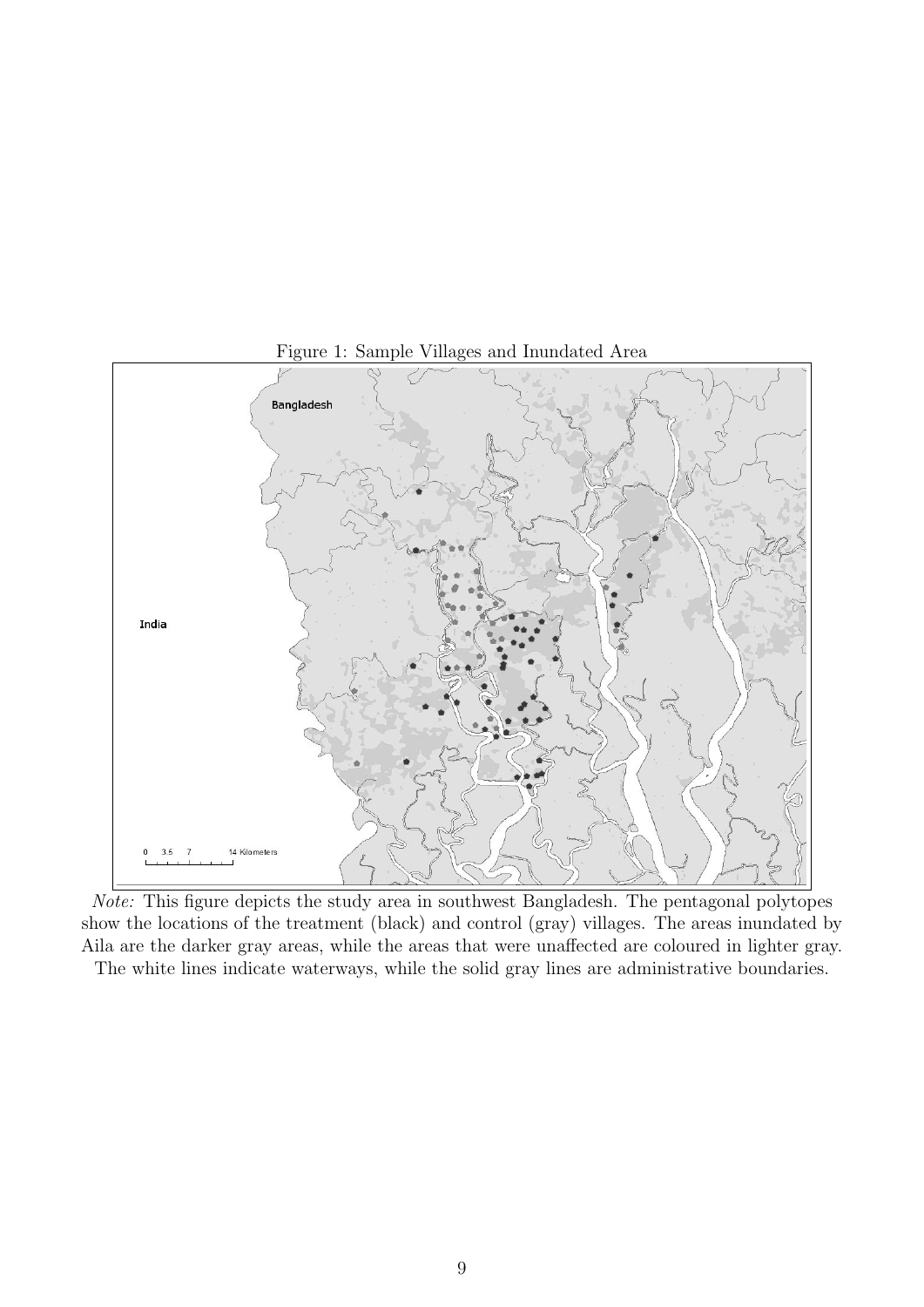Figure 1: Sample Villages and Inundated Area

*Note:* This figure depicts the study area in southwest Bangladesh. The pentagonal polytopes show the locations of the treatment (black) and control (gray) villages. The areas inundated by Aila are the darker gray areas, while the areas that were unaffected are coloured in lighter gray. The white lines indicate waterways, while the solid gray lines are administrative boundaries.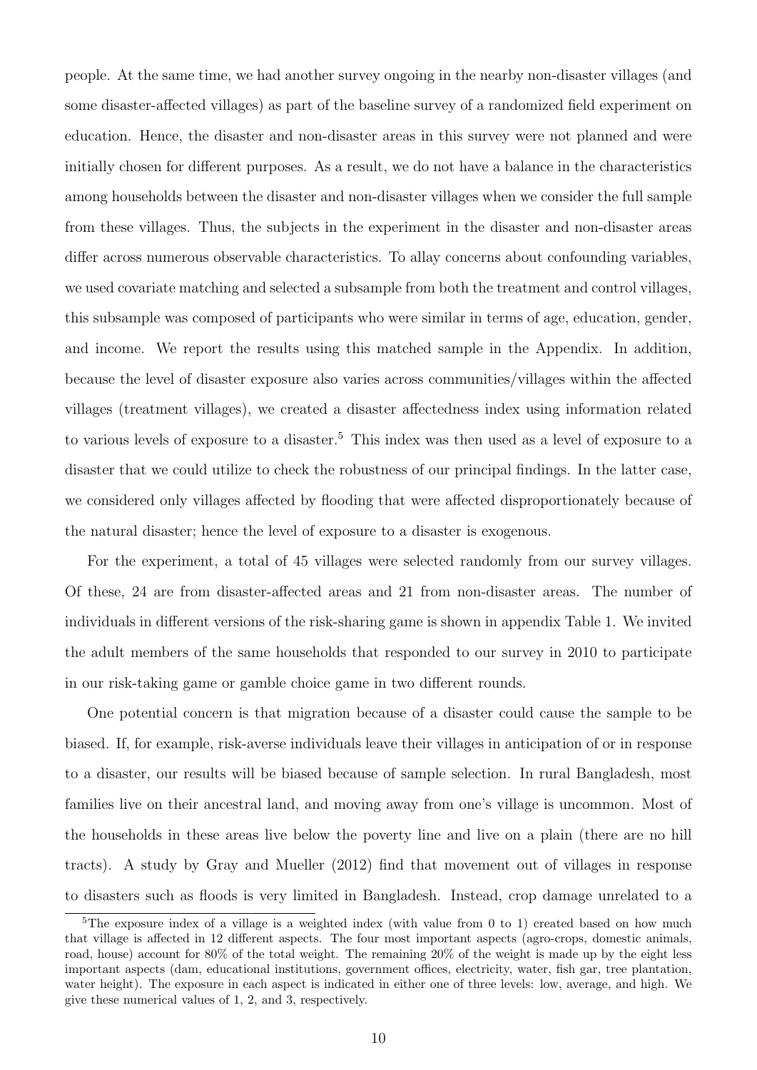people. At the same time, we had another survey ongoing in the nearby non-disaster villages (and some disaster-affected villages) as part of the baseline survey of a randomized field experiment on education. Hence, the disaster and non-disaster areas in this survey were not planned and were initially chosen for different purposes. As a result, we do not have a balance in the characteristics among households between the disaster and non-disaster villages when we consider the full sample from these villages. Thus, the subjects in the experiment in the disaster and non-disaster areas differ across numerous observable characteristics. To allay concerns about confounding variables, we used covariate matching and selected a subsample from both the treatment and control villages, this subsample was composed of participants who were similar in terms of age, education, gender, and income. We report the results using this matched sample in the Appendix. In addition, because the level of disaster exposure also varies across communities/villages within the affected villages (treatment villages), we created a disaster affectedness index using information related to various levels of exposure to a disaster.[5] This index was then used as a level of exposure to a disaster that we could utilize to check the robustness of our principal findings. In the latter case, we considered only villages affected by flooding that were affected disproportionately because of the natural disaster; hence the level of exposure to a disaster is exogenous.

For the experiment, a total of 45 villages were selected randomly from our survey villages. Of these, 24 are from disaster-affected areas and 21 from non-disaster areas. The number of individuals in different versions of the risk-sharing game is shown in appendix Table 1. We invited the adult members of the same households that responded to our survey in 2010 to participate in our risk-taking game or gamble choice game in two different rounds.

One potential concern is that migration because of a disaster could cause the sample to be biased. If, for example, risk-averse individuals leave their villages in anticipation of or in response to a disaster, our results will be biased because of sample selection. In rural Bangladesh, most families live on their ancestral land, and moving away from one's village is uncommon. Most of the households in these areas live below the poverty line and live on a plain (there are no hill tracts). A study by Gray and Mueller (2012) find that movement out of villages in response to disasters such as floods is very limited in Bangladesh. Instead, crop damage unrelated to a

---

[5] The exposure index of a village is a weighted index (with value from 0 to 1) created based on how much that village is affected in 12 different aspects. The four most important aspects (agro-crops, domestic animals, road, house) account for 80% of the total weight. The remaining 20% of the weight is made up by the eight less important aspects (dam, educational institutions, government offices, electricity, water, fish gar, tree plantation, water height). The exposure in each aspect is indicated in either one of three levels: low, average, and high. We give these numerical values of 1, 2, and 3, respectively.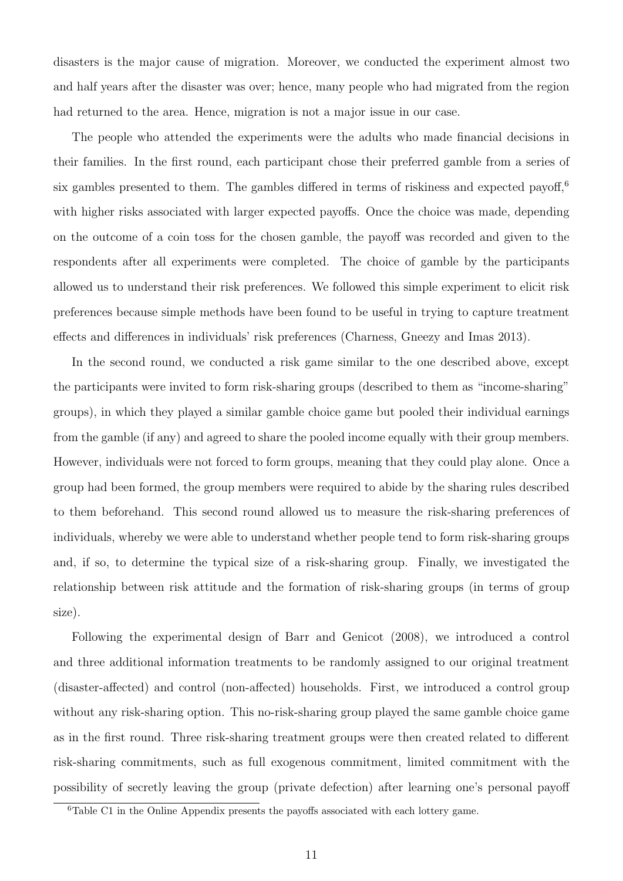disasters is the major cause of migration. Moreover, we conducted the experiment almost two and half years after the disaster was over; hence, many people who had migrated from the region had returned to the area. Hence, migration is not a major issue in our case.

The people who attended the experiments were the adults who made financial decisions in their families. In the first round, each participant chose their preferred gamble from a series of six gambles presented to them. The gambles differed in terms of riskiness and expected payoff,[6] with higher risks associated with larger expected payoffs. Once the choice was made, depending on the outcome of a coin toss for the chosen gamble, the payoff was recorded and given to the respondents after all experiments were completed. The choice of gamble by the participants allowed us to understand their risk preferences. We followed this simple experiment to elicit risk preferences because simple methods have been found to be useful in trying to capture treatment effects and differences in individuals' risk preferences (Charness, Gneezy and Imas 2013).

In the second round, we conducted a risk game similar to the one described above, except the participants were invited to form risk-sharing groups (described to them as "income-sharing" groups), in which they played a similar gamble choice game but pooled their individual earnings from the gamble (if any) and agreed to share the pooled income equally with their group members. However, individuals were not forced to form groups, meaning that they could play alone. Once a group had been formed, the group members were required to abide by the sharing rules described to them beforehand. This second round allowed us to measure the risk-sharing preferences of individuals, whereby we were able to understand whether people tend to form risk-sharing groups and, if so, to determine the typical size of a risk-sharing group. Finally, we investigated the relationship between risk attitude and the formation of risk-sharing groups (in terms of group size).

Following the experimental design of Barr and Genicot (2008), we introduced a control and three additional information treatments to be randomly assigned to our original treatment (disaster-affected) and control (non-affected) households. First, we introduced a control group without any risk-sharing option. This no-risk-sharing group played the same gamble choice game as in the first round. Three risk-sharing treatment groups were then created related to different risk-sharing commitments, such as full exogenous commitment, limited commitment with the possibility of secretly leaving the group (private defection) after learning one's personal payoff

[6] Table C1 in the Online Appendix presents the payoffs associated with each lottery game.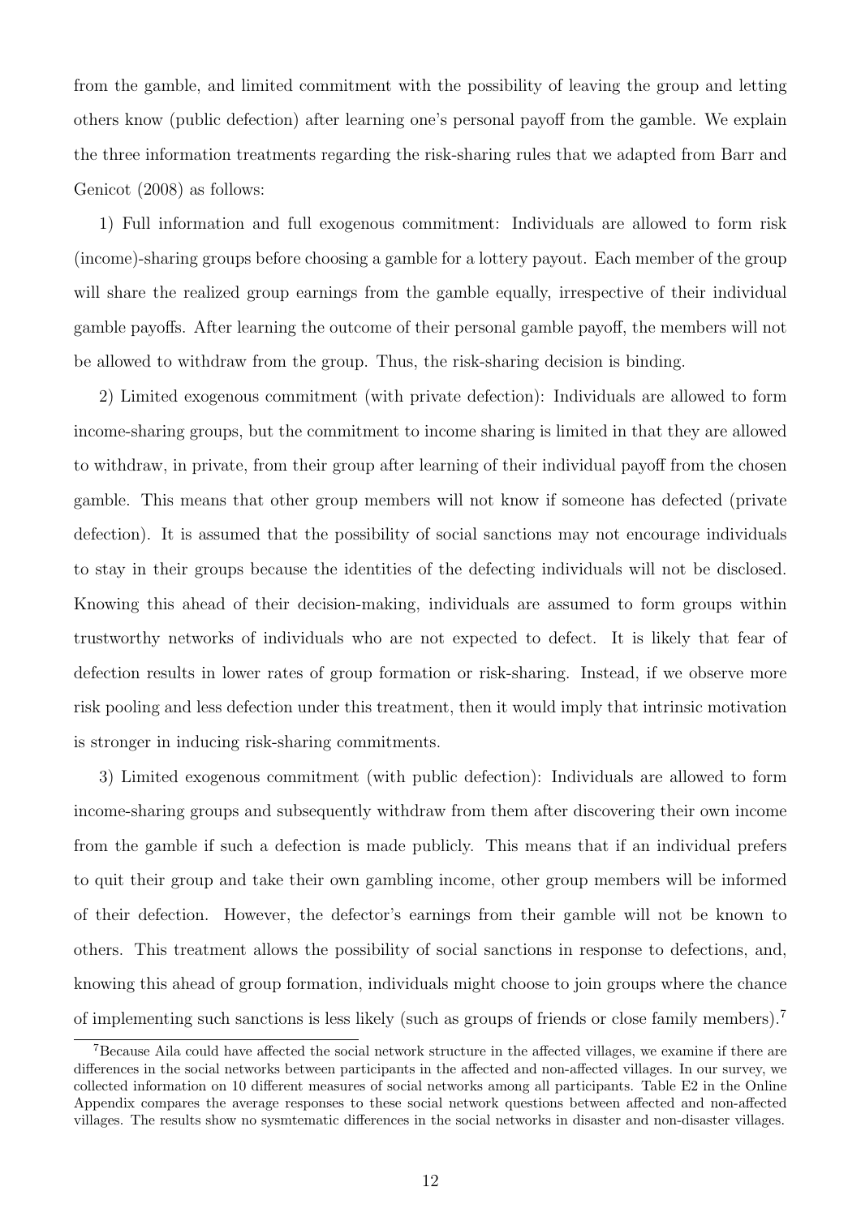from the gamble, and limited commitment with the possibility of leaving the group and letting others know (public defection) after learning one's personal payoff from the gamble. We explain the three information treatments regarding the risk-sharing rules that we adapted from Barr and Genicot (2008) as follows:

1) Full information and full exogenous commitment: Individuals are allowed to form risk (income)-sharing groups before choosing a gamble for a lottery payout. Each member of the group will share the realized group earnings from the gamble equally, irrespective of their individual gamble payoffs. After learning the outcome of their personal gamble payoff, the members will not be allowed to withdraw from the group. Thus, the risk-sharing decision is binding.

2) Limited exogenous commitment (with private defection): Individuals are allowed to form income-sharing groups, but the commitment to income sharing is limited in that they are allowed to withdraw, in private, from their group after learning of their individual payoff from the chosen gamble. This means that other group members will not know if someone has defected (private defection). It is assumed that the possibility of social sanctions may not encourage individuals to stay in their groups because the identities of the defecting individuals will not be disclosed. Knowing this ahead of their decision-making, individuals are assumed to form groups within trustworthy networks of individuals who are not expected to defect. It is likely that fear of defection results in lower rates of group formation or risk-sharing. Instead, if we observe more risk pooling and less defection under this treatment, then it would imply that intrinsic motivation is stronger in inducing risk-sharing commitments.

3) Limited exogenous commitment (with public defection): Individuals are allowed to form income-sharing groups and subsequently withdraw from them after discovering their own income from the gamble if such a defection is made publicly. This means that if an individual prefers to quit their group and take their own gambling income, other group members will be informed of their defection. However, the defector's earnings from their gamble will not be known to others. This treatment allows the possibility of social sanctions in response to defections, and, knowing this ahead of group formation, individuals might choose to join groups where the chance of implementing such sanctions is less likely (such as groups of friends or close family members).[7]

[7]Because Aila could have affected the social network structure in the affected villages, we examine if there are differences in the social networks between participants in the affected and non-affected villages. In our survey, we collected information on 10 different measures of social networks among all participants. Table E2 in the Online Appendix compares the average responses to these social network questions between affected and non-affected villages. The results show no sysmtematic differences in the social networks in disaster and non-disaster villages.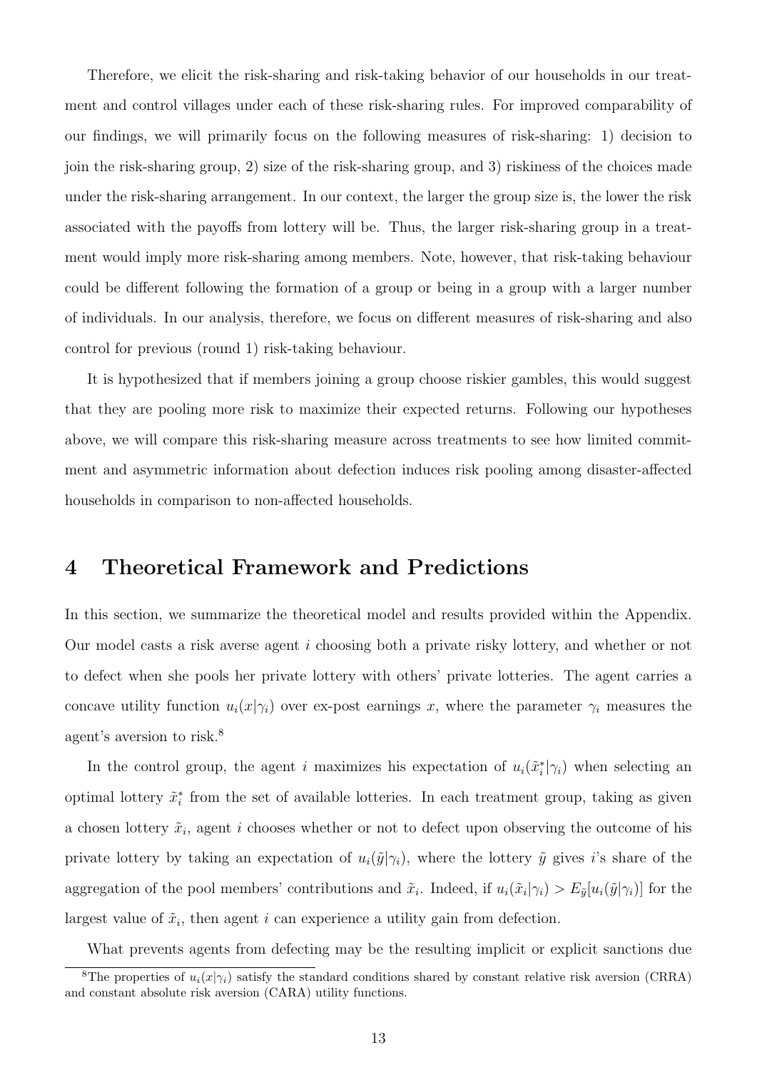Therefore, we elicit the risk-sharing and risk-taking behavior of our households in our treatment and control villages under each of these risk-sharing rules. For improved comparability of our findings, we will primarily focus on the following measures of risk-sharing: 1) decision to join the risk-sharing group, 2) size of the risk-sharing group, and 3) riskiness of the choices made under the risk-sharing arrangement. In our context, the larger the group size is, the lower the risk associated with the payoffs from lottery will be. Thus, the larger risk-sharing group in a treatment would imply more risk-sharing among members. Note, however, that risk-taking behaviour could be different following the formation of a group or being in a group with a larger number of individuals. In our analysis, therefore, we focus on different measures of risk-sharing and also control for previous (round 1) risk-taking behaviour.

It is hypothesized that if members joining a group choose riskier gambles, this would suggest that they are pooling more risk to maximize their expected returns. Following our hypotheses above, we will compare this risk-sharing measure across treatments to see how limited commitment and asymmetric information about defection induces risk pooling among disaster-affected households in comparison to non-affected households.

# 4 Theoretical Framework and Predictions

In this section, we summarize the theoretical model and results provided within the Appendix. Our model casts a risk averse agent $i$ choosing both a private risky lottery, and whether or not to defect when she pools her private lottery with others' private lotteries. The agent carries a concave utility function $u_i(x|\gamma_i)$ over ex-post earnings $x$, where the parameter $\gamma_i$ measures the agent's aversion to risk.[8]

In the control group, the agent $i$ maximizes his expectation of $u_i(\tilde{x}_i^*|\gamma_i)$ when selecting an optimal lottery $\tilde{x}_i^*$ from the set of available lotteries. In each treatment group, taking as given a chosen lottery $\tilde{x}_i$, agent $i$ chooses whether or not to defect upon observing the outcome of his private lottery by taking an expectation of $u_i(\tilde{y}|\gamma_i)$, where the lottery $\tilde{y}$ gives $i$'s share of the aggregation of the pool members' contributions and $\tilde{x}_i$. Indeed, if $u_i(\tilde{x}_i|\gamma_i) > E_{\tilde{y}}[u_i(\tilde{y}|\gamma_i)]$ for the largest value of $\tilde{x}_i$, then agent $i$ can experience a utility gain from defection.

What prevents agents from defecting may be the resulting implicit or explicit sanctions due

[8] The properties of $u_i(x|\gamma_i)$ satisfy the standard conditions shared by constant relative risk aversion (CRRA) and constant absolute risk aversion (CARA) utility functions.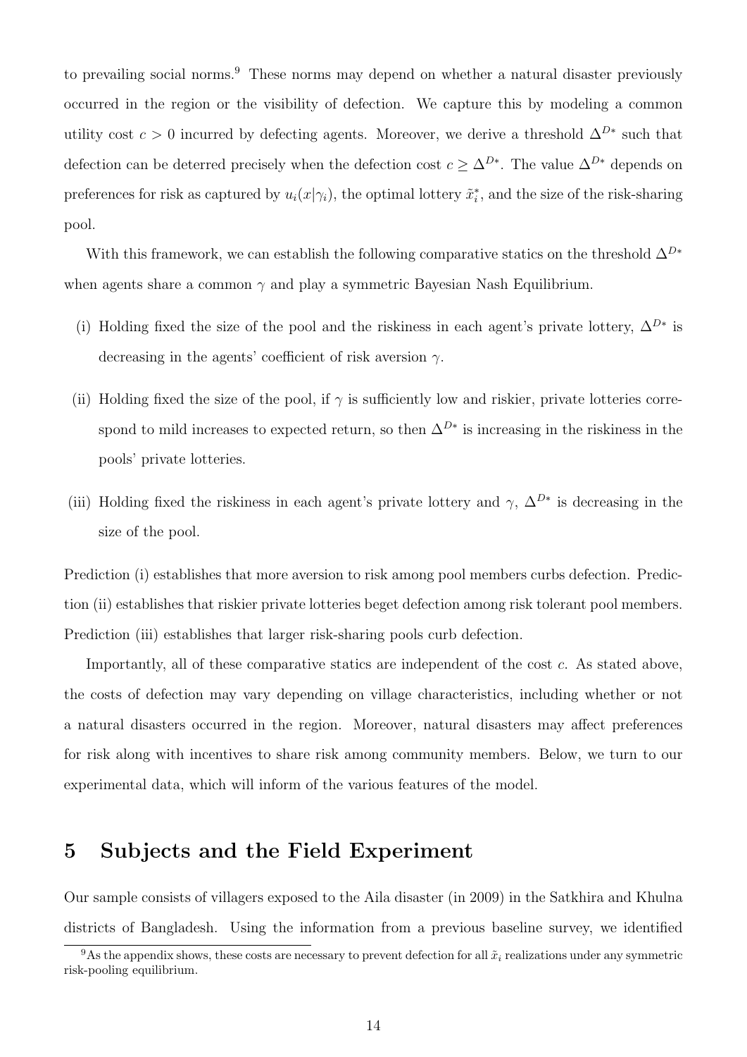to prevailing social norms.[9] These norms may depend on whether a natural disaster previously occurred in the region or the visibility of defection. We capture this by modeling a common utility cost $c > 0$ incurred by defecting agents. Moreover, we derive a threshold $\Delta^{D*}$ such that defection can be deterred precisely when the defection cost $c \geq \Delta^{D*}$. The value $\Delta^{D*}$ depends on preferences for risk as captured by $u_i(x|\gamma_i)$, the optimal lottery $\tilde{x}_i^*$, and the size of the risk-sharing pool.

With this framework, we can establish the following comparative statics on the threshold $\Delta^{D*}$ when agents share a common $\gamma$ and play a symmetric Bayesian Nash Equilibrium.

(i) Holding fixed the size of the pool and the riskiness in each agent's private lottery, $\Delta^{D*}$ is decreasing in the agents' coefficient of risk aversion $\gamma$.

(ii) Holding fixed the size of the pool, if $\gamma$ is sufficiently low and riskier, private lotteries correspond to mild increases to expected return, so then $\Delta^{D*}$ is increasing in the riskiness in the pools' private lotteries.

(iii) Holding fixed the riskiness in each agent's private lottery and $\gamma$, $\Delta^{D*}$ is decreasing in the size of the pool.

Prediction (i) establishes that more aversion to risk among pool members curbs defection. Prediction (ii) establishes that riskier private lotteries beget defection among risk tolerant pool members. Prediction (iii) establishes that larger risk-sharing pools curb defection.

Importantly, all of these comparative statics are independent of the cost $c$. As stated above, the costs of defection may vary depending on village characteristics, including whether or not a natural disasters occurred in the region. Moreover, natural disasters may affect preferences for risk along with incentives to share risk among community members. Below, we turn to our experimental data, which will inform of the various features of the model.

# 5 Subjects and the Field Experiment

Our sample consists of villagers exposed to the Aila disaster (in 2009) in the Satkhira and Khulna districts of Bangladesh. Using the information from a previous baseline survey, we identified

[9] As the appendix shows, these costs are necessary to prevent defection for all $\tilde{x}_i$ realizations under any symmetric risk-pooling equilibrium.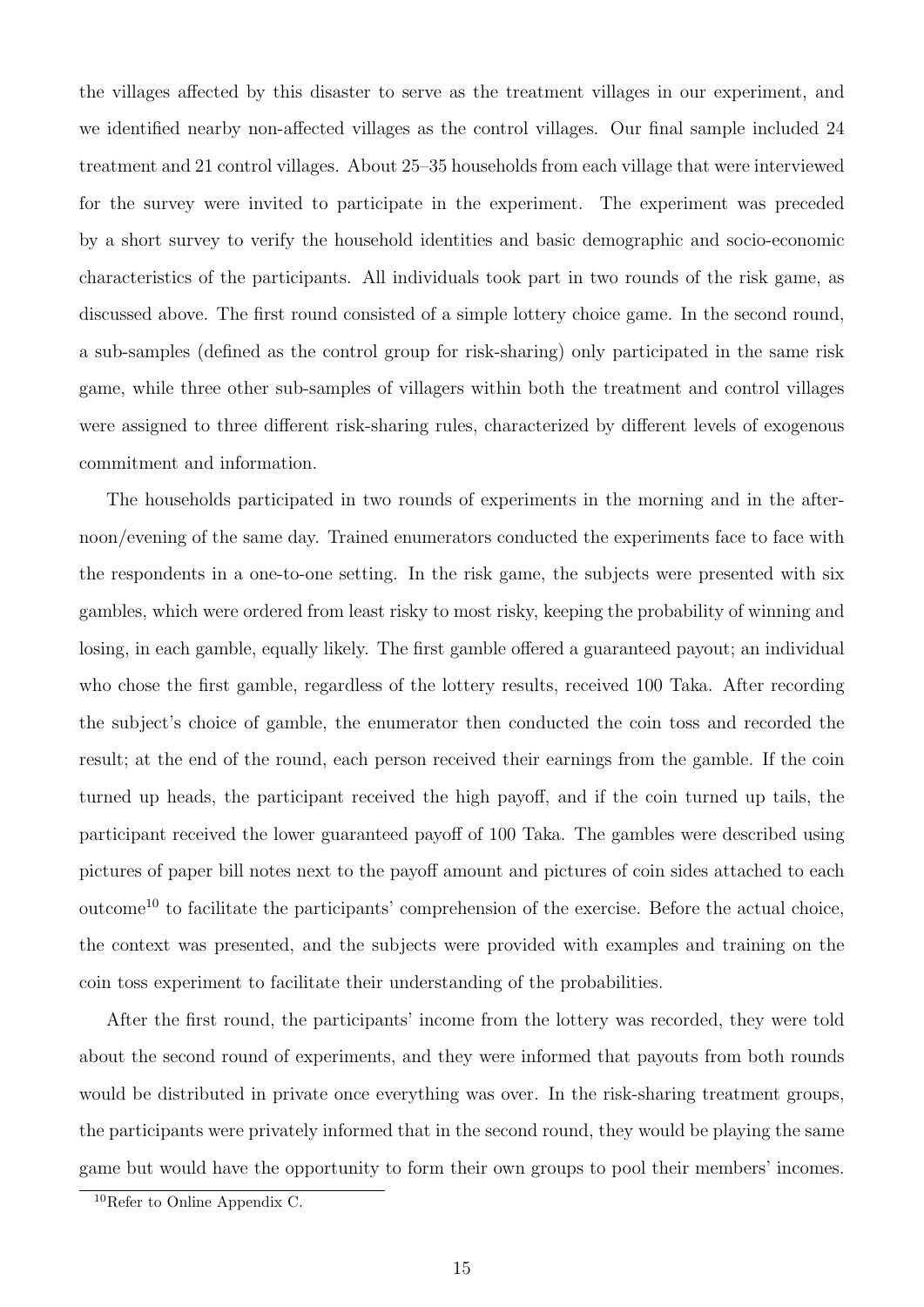the villages affected by this disaster to serve as the treatment villages in our experiment, and we identified nearby non-affected villages as the control villages. Our final sample included 24 treatment and 21 control villages. About 25–35 households from each village that were interviewed for the survey were invited to participate in the experiment. The experiment was preceded by a short survey to verify the household identities and basic demographic and socio-economic characteristics of the participants. All individuals took part in two rounds of the risk game, as discussed above. The first round consisted of a simple lottery choice game. In the second round, a sub-samples (defined as the control group for risk-sharing) only participated in the same risk game, while three other sub-samples of villagers within both the treatment and control villages were assigned to three different risk-sharing rules, characterized by different levels of exogenous commitment and information.

The households participated in two rounds of experiments in the morning and in the afternoon/evening of the same day. Trained enumerators conducted the experiments face to face with the respondents in a one-to-one setting. In the risk game, the subjects were presented with six gambles, which were ordered from least risky to most risky, keeping the probability of winning and losing, in each gamble, equally likely. The first gamble offered a guaranteed payout; an individual who chose the first gamble, regardless of the lottery results, received 100 Taka. After recording the subject's choice of gamble, the enumerator then conducted the coin toss and recorded the result; at the end of the round, each person received their earnings from the gamble. If the coin turned up heads, the participant received the high payoff, and if the coin turned up tails, the participant received the lower guaranteed payoff of 100 Taka. The gambles were described using pictures of paper bill notes next to the payoff amount and pictures of coin sides attached to each outcome[10] to facilitate the participants' comprehension of the exercise. Before the actual choice, the context was presented, and the subjects were provided with examples and training on the coin toss experiment to facilitate their understanding of the probabilities.

After the first round, the participants' income from the lottery was recorded, they were told about the second round of experiments, and they were informed that payouts from both rounds would be distributed in private once everything was over. In the risk-sharing treatment groups, the participants were privately informed that in the second round, they would be playing the same game but would have the opportunity to form their own groups to pool their members' incomes.

[10] Refer to Online Appendix C.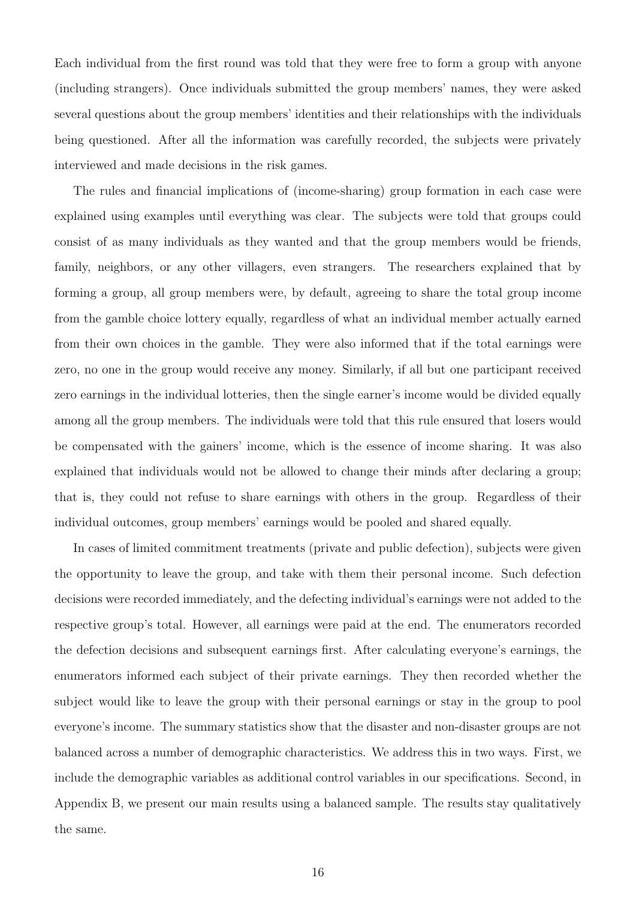Each individual from the first round was told that they were free to form a group with anyone (including strangers). Once individuals submitted the group members' names, they were asked several questions about the group members' identities and their relationships with the individuals being questioned. After all the information was carefully recorded, the subjects were privately interviewed and made decisions in the risk games.

The rules and financial implications of (income-sharing) group formation in each case were explained using examples until everything was clear. The subjects were told that groups could consist of as many individuals as they wanted and that the group members would be friends, family, neighbors, or any other villagers, even strangers. The researchers explained that by forming a group, all group members were, by default, agreeing to share the total group income from the gamble choice lottery equally, regardless of what an individual member actually earned from their own choices in the gamble. They were also informed that if the total earnings were zero, no one in the group would receive any money. Similarly, if all but one participant received zero earnings in the individual lotteries, then the single earner's income would be divided equally among all the group members. The individuals were told that this rule ensured that losers would be compensated with the gainers' income, which is the essence of income sharing. It was also explained that individuals would not be allowed to change their minds after declaring a group; that is, they could not refuse to share earnings with others in the group. Regardless of their individual outcomes, group members' earnings would be pooled and shared equally.

In cases of limited commitment treatments (private and public defection), subjects were given the opportunity to leave the group, and take with them their personal income. Such defection decisions were recorded immediately, and the defecting individual's earnings were not added to the respective group's total. However, all earnings were paid at the end. The enumerators recorded the defection decisions and subsequent earnings first. After calculating everyone's earnings, the enumerators informed each subject of their private earnings. They then recorded whether the subject would like to leave the group with their personal earnings or stay in the group to pool everyone's income. The summary statistics show that the disaster and non-disaster groups are not balanced across a number of demographic characteristics. We address this in two ways. First, we include the demographic variables as additional control variables in our specifications. Second, in Appendix B, we present our main results using a balanced sample. The results stay qualitatively the same.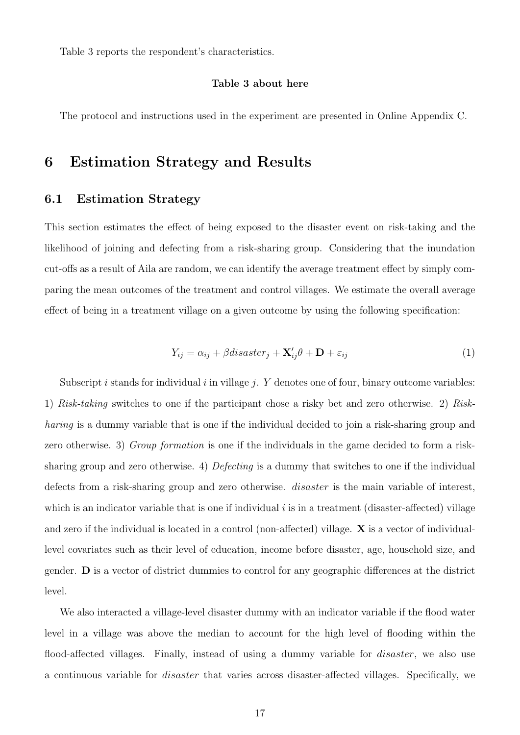Table 3 reports the respondent's characteristics.

**Table 3 about here**

The protocol and instructions used in the experiment are presented in Online Appendix C.

# 6 Estimation Strategy and Results

## 6.1 Estimation Strategy

This section estimates the effect of being exposed to the disaster event on risk-taking and the likelihood of joining and defecting from a risk-sharing group. Considering that the inundation cut-offs as a result of Aila are random, we can identify the average treatment effect by simply comparing the mean outcomes of the treatment and control villages. We estimate the overall average effect of being in a treatment village on a given outcome by using the following specification:

$$Y_{ij} = \alpha_{ij} + \beta disaster_j + \mathbf{X}'_{ij}\theta + \mathbf{D} + \varepsilon_{ij} \tag{1}$$

Subscript $i$ stands for individual $i$ in village $j$. $Y$ denotes one of four, binary outcome variables: 1) *Risk-taking* switches to one if the participant chose a risky bet and zero otherwise. 2) *Risk-haring* is a dummy variable that is one if the individual decided to join a risk-sharing group and zero otherwise. 3) *Group formation* is one if the individuals in the game decided to form a risk-sharing group and zero otherwise. 4) *Defecting* is a dummy that switches to one if the individual defects from a risk-sharing group and zero otherwise. *disaster* is the main variable of interest, which is an indicator variable that is one if individual $i$ is in a treatment (disaster-affected) village and zero if the individual is located in a control (non-affected) village. $\mathbf{X}$ is a vector of individual-level covariates such as their level of education, income before disaster, age, household size, and gender. $\mathbf{D}$ is a vector of district dummies to control for any geographic differences at the district level.

We also interacted a village-level disaster dummy with an indicator variable if the flood water level in a village was above the median to account for the high level of flooding within the flood-affected villages. Finally, instead of using a dummy variable for *disaster*, we also use a continuous variable for *disaster* that varies across disaster-affected villages. Specifically, we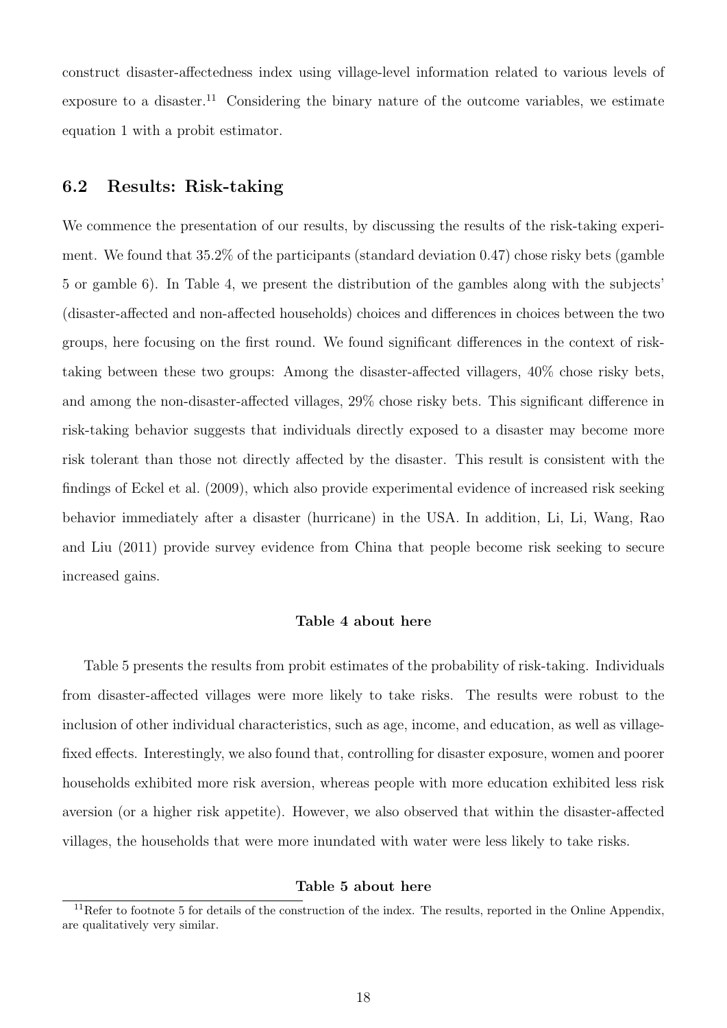construct disaster-affectedness index using village-level information related to various levels of exposure to a disaster.[11] Considering the binary nature of the outcome variables, we estimate equation 1 with a probit estimator.

## 6.2 Results: Risk-taking

We commence the presentation of our results, by discussing the results of the risk-taking experiment. We found that 35.2% of the participants (standard deviation 0.47) chose risky bets (gamble 5 or gamble 6). In Table 4, we present the distribution of the gambles along with the subjects' (disaster-affected and non-affected households) choices and differences in choices between the two groups, here focusing on the first round. We found significant differences in the context of risk-taking between these two groups: Among the disaster-affected villagers, 40% chose risky bets, and among the non-disaster-affected villages, 29% chose risky bets. This significant difference in risk-taking behavior suggests that individuals directly exposed to a disaster may become more risk tolerant than those not directly affected by the disaster. This result is consistent with the findings of Eckel et al. (2009), which also provide experimental evidence of increased risk seeking behavior immediately after a disaster (hurricane) in the USA. In addition, Li, Li, Wang, Rao and Liu (2011) provide survey evidence from China that people become risk seeking to secure increased gains.

**Table 4 about here**

Table 5 presents the results from probit estimates of the probability of risk-taking. Individuals from disaster-affected villages were more likely to take risks. The results were robust to the inclusion of other individual characteristics, such as age, income, and education, as well as village-fixed effects. Interestingly, we also found that, controlling for disaster exposure, women and poorer households exhibited more risk aversion, whereas people with more education exhibited less risk aversion (or a higher risk appetite). However, we also observed that within the disaster-affected villages, the households that were more inundated with water were less likely to take risks.

**Table 5 about here**

[11] Refer to footnote 5 for details of the construction of the index. The results, reported in the Online Appendix, are qualitatively very similar.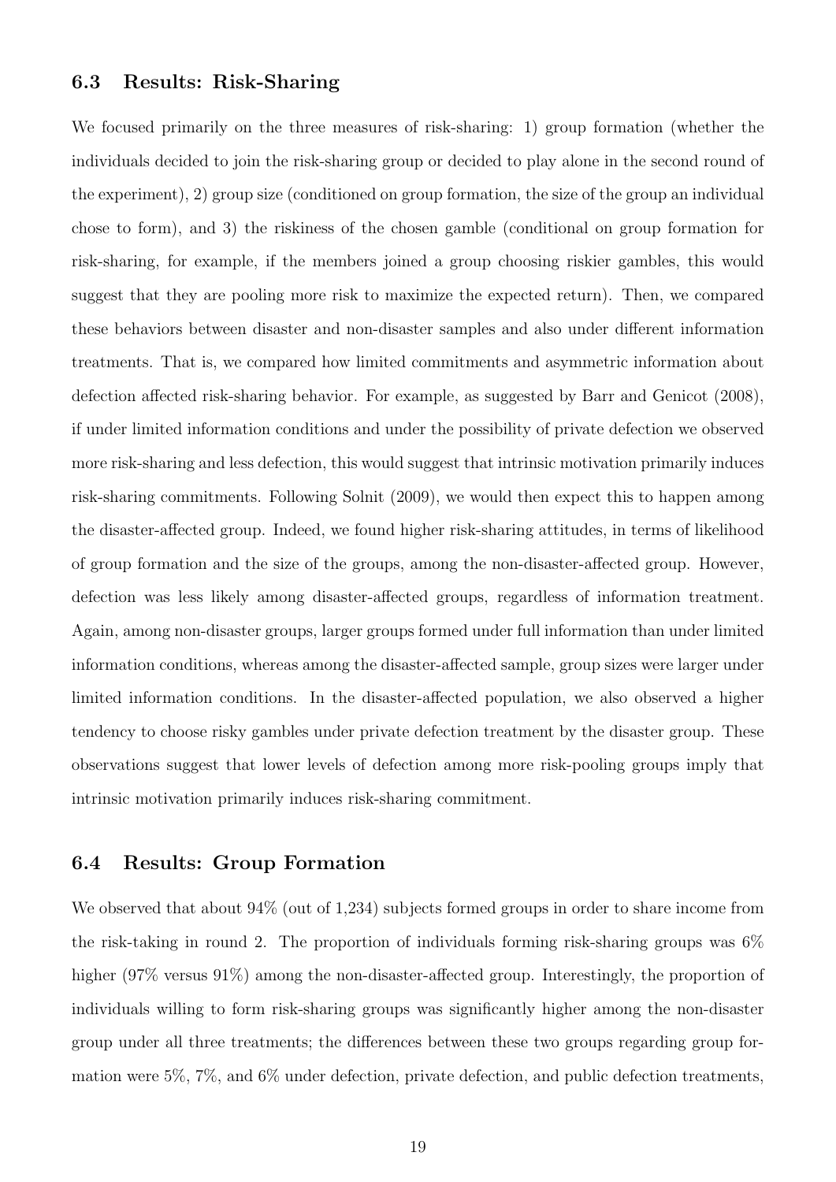### 6.3 Results: Risk-Sharing

We focused primarily on the three measures of risk-sharing: 1) group formation (whether the individuals decided to join the risk-sharing group or decided to play alone in the second round of the experiment), 2) group size (conditioned on group formation, the size of the group an individual chose to form), and 3) the riskiness of the chosen gamble (conditional on group formation for risk-sharing, for example, if the members joined a group choosing riskier gambles, this would suggest that they are pooling more risk to maximize the expected return). Then, we compared these behaviors between disaster and non-disaster samples and also under different information treatments. That is, we compared how limited commitments and asymmetric information about defection affected risk-sharing behavior. For example, as suggested by Barr and Genicot (2008), if under limited information conditions and under the possibility of private defection we observed more risk-sharing and less defection, this would suggest that intrinsic motivation primarily induces risk-sharing commitments. Following Solnit (2009), we would then expect this to happen among the disaster-affected group. Indeed, we found higher risk-sharing attitudes, in terms of likelihood of group formation and the size of the groups, among the non-disaster-affected group. However, defection was less likely among disaster-affected groups, regardless of information treatment. Again, among non-disaster groups, larger groups formed under full information than under limited information conditions, whereas among the disaster-affected sample, group sizes were larger under limited information conditions. In the disaster-affected population, we also observed a higher tendency to choose risky gambles under private defection treatment by the disaster group. These observations suggest that lower levels of defection among more risk-pooling groups imply that intrinsic motivation primarily induces risk-sharing commitment.

### 6.4 Results: Group Formation

We observed that about 94% (out of 1,234) subjects formed groups in order to share income from the risk-taking in round 2. The proportion of individuals forming risk-sharing groups was 6% higher (97% versus 91%) among the non-disaster-affected group. Interestingly, the proportion of individuals willing to form risk-sharing groups was significantly higher among the non-disaster group under all three treatments; the differences between these two groups regarding group formation were 5%, 7%, and 6% under defection, private defection, and public defection treatments,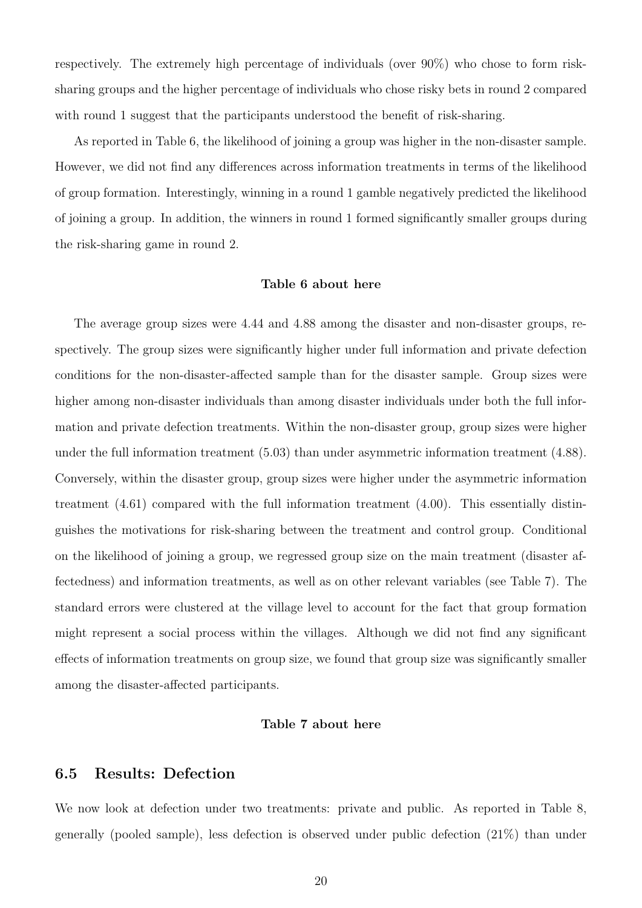respectively. The extremely high percentage of individuals (over 90%) who chose to form risk-sharing groups and the higher percentage of individuals who chose risky bets in round 2 compared with round 1 suggest that the participants understood the benefit of risk-sharing.

As reported in Table 6, the likelihood of joining a group was higher in the non-disaster sample. However, we did not find any differences across information treatments in terms of the likelihood of group formation. Interestingly, winning in a round 1 gamble negatively predicted the likelihood of joining a group. In addition, the winners in round 1 formed significantly smaller groups during the risk-sharing game in round 2.

**Table 6 about here**

The average group sizes were 4.44 and 4.88 among the disaster and non-disaster groups, respectively. The group sizes were significantly higher under full information and private defection conditions for the non-disaster-affected sample than for the disaster sample. Group sizes were higher among non-disaster individuals than among disaster individuals under both the full information and private defection treatments. Within the non-disaster group, group sizes were higher under the full information treatment (5.03) than under asymmetric information treatment (4.88). Conversely, within the disaster group, group sizes were higher under the asymmetric information treatment (4.61) compared with the full information treatment (4.00). This essentially distinguishes the motivations for risk-sharing between the treatment and control group. Conditional on the likelihood of joining a group, we regressed group size on the main treatment (disaster affectedness) and information treatments, as well as on other relevant variables (see Table 7). The standard errors were clustered at the village level to account for the fact that group formation might represent a social process within the villages. Although we did not find any significant effects of information treatments on group size, we found that group size was significantly smaller among the disaster-affected participants.

**Table 7 about here**

## 6.5 Results: Defection

We now look at defection under two treatments: private and public. As reported in Table 8, generally (pooled sample), less defection is observed under public defection (21%) than under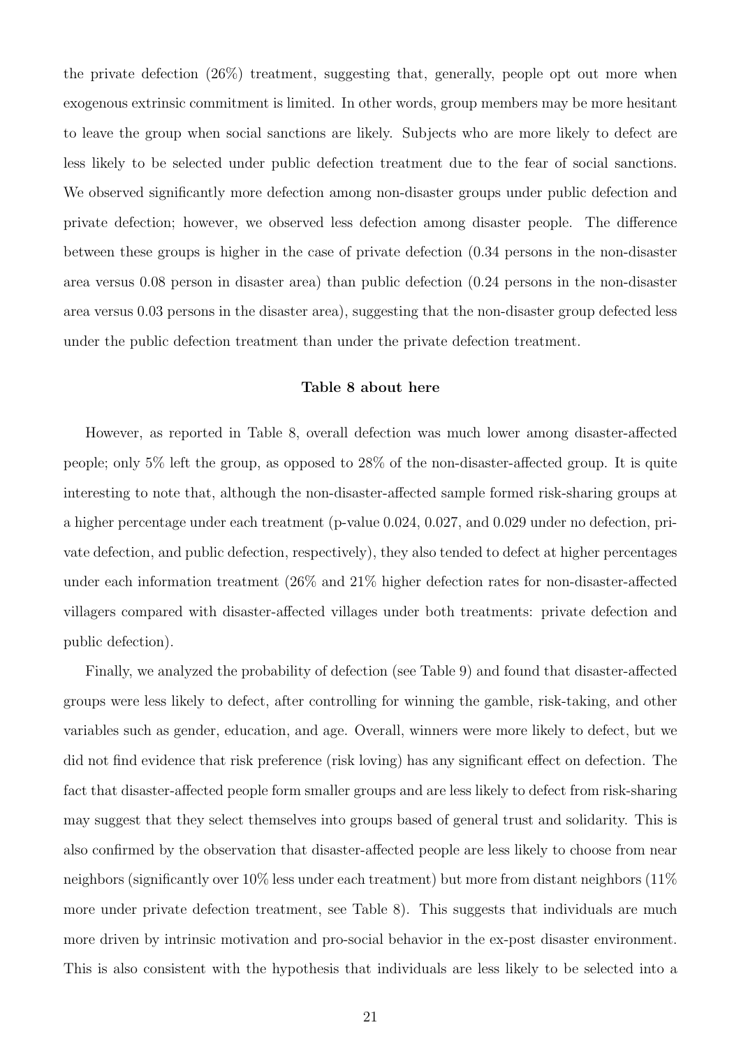the private defection (26%) treatment, suggesting that, generally, people opt out more when exogenous extrinsic commitment is limited. In other words, group members may be more hesitant to leave the group when social sanctions are likely. Subjects who are more likely to defect are less likely to be selected under public defection treatment due to the fear of social sanctions. We observed significantly more defection among non-disaster groups under public defection and private defection; however, we observed less defection among disaster people. The difference between these groups is higher in the case of private defection (0.34 persons in the non-disaster area versus 0.08 person in disaster area) than public defection (0.24 persons in the non-disaster area versus 0.03 persons in the disaster area), suggesting that the non-disaster group defected less under the public defection treatment than under the private defection treatment.

**Table 8 about here**

However, as reported in Table 8, overall defection was much lower among disaster-affected people; only 5% left the group, as opposed to 28% of the non-disaster-affected group. It is quite interesting to note that, although the non-disaster-affected sample formed risk-sharing groups at a higher percentage under each treatment (p-value 0.024, 0.027, and 0.029 under no defection, private defection, and public defection, respectively), they also tended to defect at higher percentages under each information treatment (26% and 21% higher defection rates for non-disaster-affected villagers compared with disaster-affected villages under both treatments: private defection and public defection).

Finally, we analyzed the probability of defection (see Table 9) and found that disaster-affected groups were less likely to defect, after controlling for winning the gamble, risk-taking, and other variables such as gender, education, and age. Overall, winners were more likely to defect, but we did not find evidence that risk preference (risk loving) has any significant effect on defection. The fact that disaster-affected people form smaller groups and are less likely to defect from risk-sharing may suggest that they select themselves into groups based of general trust and solidarity. This is also confirmed by the observation that disaster-affected people are less likely to choose from near neighbors (significantly over 10% less under each treatment) but more from distant neighbors (11% more under private defection treatment, see Table 8). This suggests that individuals are much more driven by intrinsic motivation and pro-social behavior in the ex-post disaster environment. This is also consistent with the hypothesis that individuals are less likely to be selected into a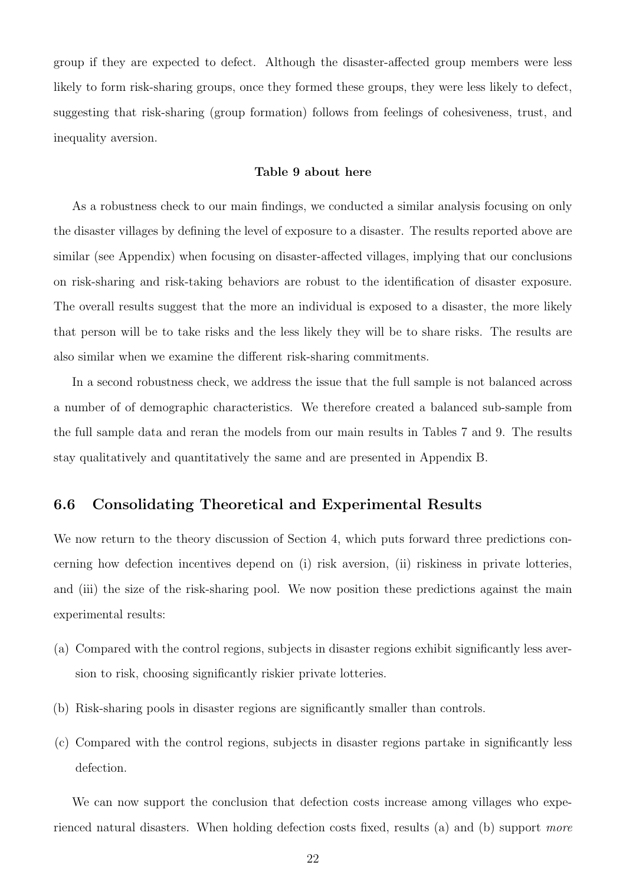group if they are expected to defect. Although the disaster-affected group members were less likely to form risk-sharing groups, once they formed these groups, they were less likely to defect, suggesting that risk-sharing (group formation) follows from feelings of cohesiveness, trust, and inequality aversion.

**Table 9 about here**

As a robustness check to our main findings, we conducted a similar analysis focusing on only the disaster villages by defining the level of exposure to a disaster. The results reported above are similar (see Appendix) when focusing on disaster-affected villages, implying that our conclusions on risk-sharing and risk-taking behaviors are robust to the identification of disaster exposure. The overall results suggest that the more an individual is exposed to a disaster, the more likely that person will be to take risks and the less likely they will be to share risks. The results are also similar when we examine the different risk-sharing commitments.

In a second robustness check, we address the issue that the full sample is not balanced across a number of of demographic characteristics. We therefore created a balanced sub-sample from the full sample data and reran the models from our main results in Tables 7 and 9. The results stay qualitatively and quantitatively the same and are presented in Appendix B.

## 6.6 Consolidating Theoretical and Experimental Results

We now return to the theory discussion of Section 4, which puts forward three predictions concerning how defection incentives depend on (i) risk aversion, (ii) riskiness in private lotteries, and (iii) the size of the risk-sharing pool. We now position these predictions against the main experimental results:

(a) Compared with the control regions, subjects in disaster regions exhibit significantly less aversion to risk, choosing significantly riskier private lotteries.

(b) Risk-sharing pools in disaster regions are significantly smaller than controls.

(c) Compared with the control regions, subjects in disaster regions partake in significantly less defection.

We can now support the conclusion that defection costs increase among villages who experienced natural disasters. When holding defection costs fixed, results (a) and (b) support *more*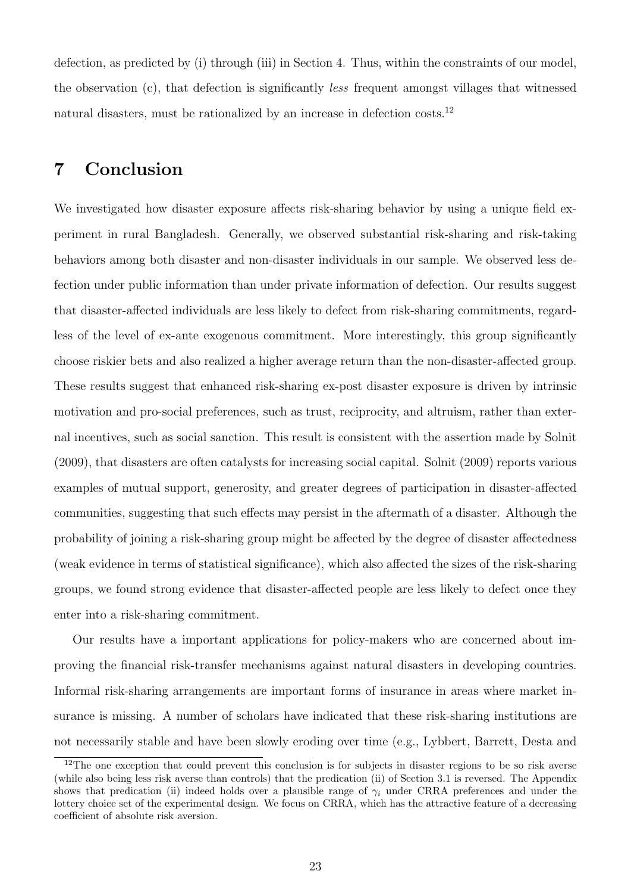defection, as predicted by (i) through (iii) in Section 4. Thus, within the constraints of our model, the observation (c), that defection is significantly *less* frequent amongst villages that witnessed natural disasters, must be rationalized by an increase in defection costs.[12]

# 7 Conclusion

We investigated how disaster exposure affects risk-sharing behavior by using a unique field experiment in rural Bangladesh. Generally, we observed substantial risk-sharing and risk-taking behaviors among both disaster and non-disaster individuals in our sample. We observed less defection under public information than under private information of defection. Our results suggest that disaster-affected individuals are less likely to defect from risk-sharing commitments, regardless of the level of ex-ante exogenous commitment. More interestingly, this group significantly choose riskier bets and also realized a higher average return than the non-disaster-affected group. These results suggest that enhanced risk-sharing ex-post disaster exposure is driven by intrinsic motivation and pro-social preferences, such as trust, reciprocity, and altruism, rather than external incentives, such as social sanction. This result is consistent with the assertion made by Solnit (2009), that disasters are often catalysts for increasing social capital. Solnit (2009) reports various examples of mutual support, generosity, and greater degrees of participation in disaster-affected communities, suggesting that such effects may persist in the aftermath of a disaster. Although the probability of joining a risk-sharing group might be affected by the degree of disaster affectedness (weak evidence in terms of statistical significance), which also affected the sizes of the risk-sharing groups, we found strong evidence that disaster-affected people are less likely to defect once they enter into a risk-sharing commitment.

Our results have a important applications for policy-makers who are concerned about improving the financial risk-transfer mechanisms against natural disasters in developing countries. Informal risk-sharing arrangements are important forms of insurance in areas where market insurance is missing. A number of scholars have indicated that these risk-sharing institutions are not necessarily stable and have been slowly eroding over time (e.g., Lybbert, Barrett, Desta and

[12] The one exception that could prevent this conclusion is for subjects in disaster regions to be so risk averse (while also being less risk averse than controls) that the predication (ii) of Section 3.1 is reversed. The Appendix shows that predication (ii) indeed holds over a plausible range of $\gamma_i$ under CRRA preferences and under the lottery choice set of the experimental design. We focus on CRRA, which has the attractive feature of a decreasing coefficient of absolute risk aversion.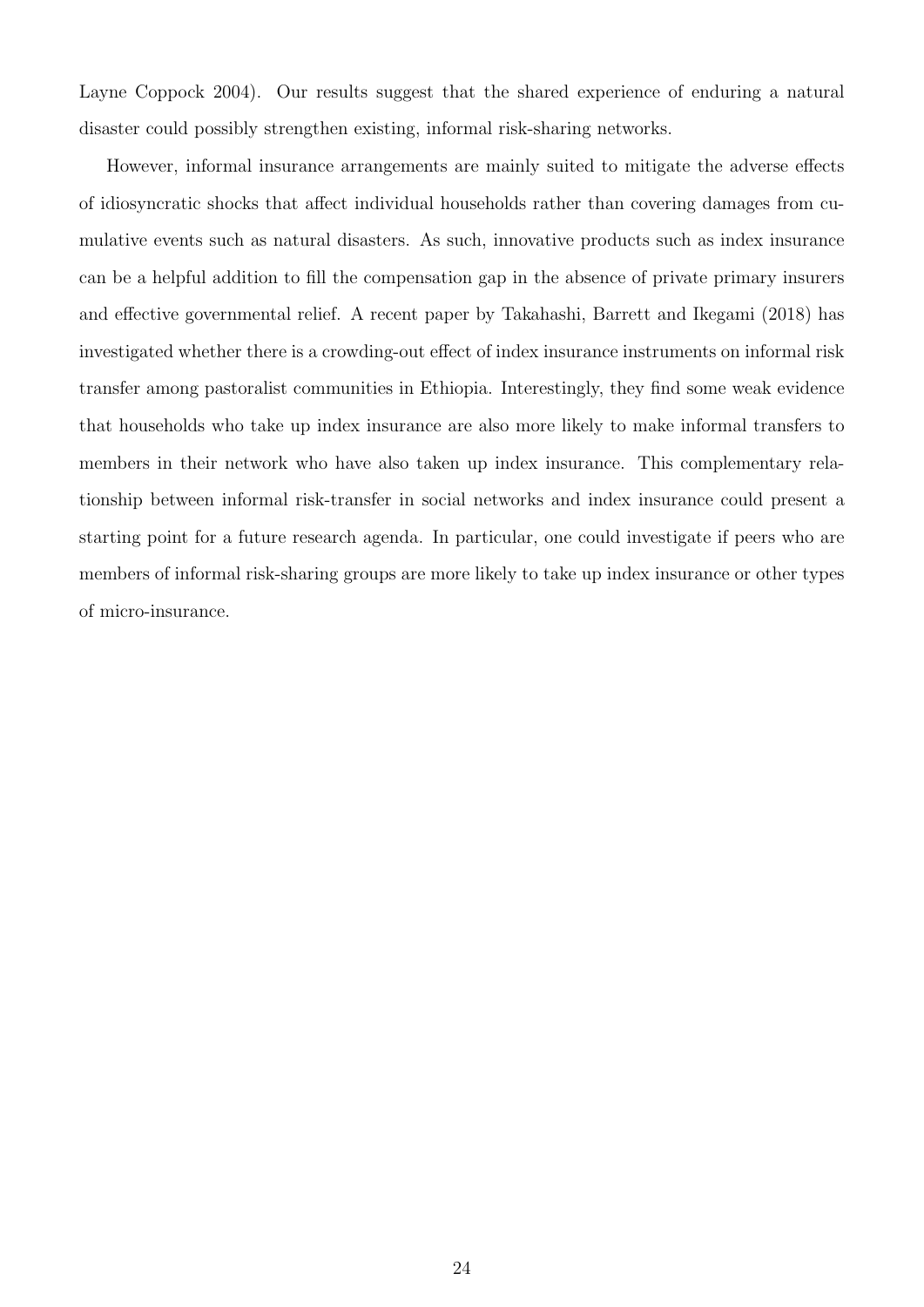Layne Coppock 2004). Our results suggest that the shared experience of enduring a natural disaster could possibly strengthen existing, informal risk-sharing networks.

However, informal insurance arrangements are mainly suited to mitigate the adverse effects of idiosyncratic shocks that affect individual households rather than covering damages from cumulative events such as natural disasters. As such, innovative products such as index insurance can be a helpful addition to fill the compensation gap in the absence of private primary insurers and effective governmental relief. A recent paper by Takahashi, Barrett and Ikegami (2018) has investigated whether there is a crowding-out effect of index insurance instruments on informal risk transfer among pastoralist communities in Ethiopia. Interestingly, they find some weak evidence that households who take up index insurance are also more likely to make informal transfers to members in their network who have also taken up index insurance. This complementary relationship between informal risk-transfer in social networks and index insurance could present a starting point for a future research agenda. In particular, one could investigate if peers who are members of informal risk-sharing groups are more likely to take up index insurance or other types of micro-insurance.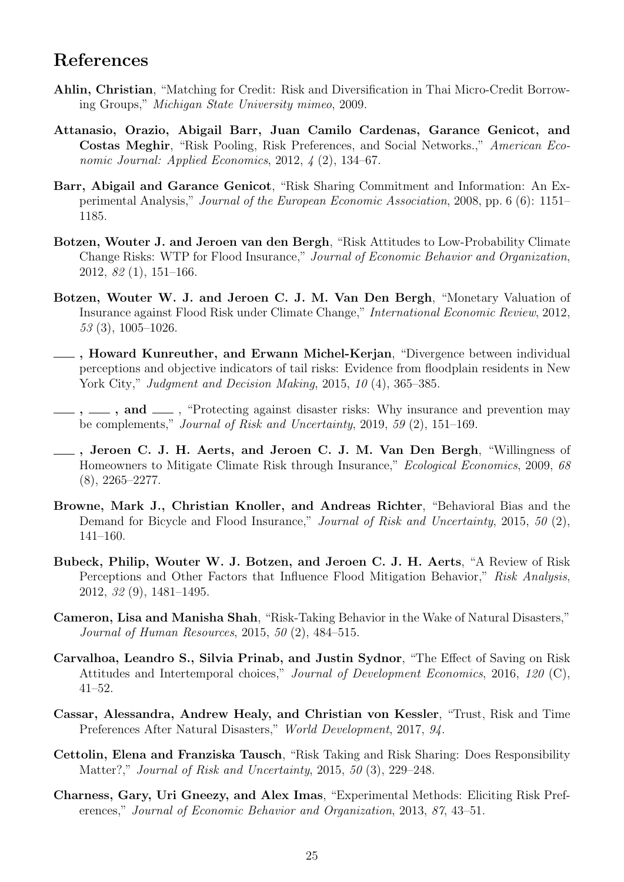# References

**Ahlin, Christian**, "Matching for Credit: Risk and Diversification in Thai Micro-Credit Borrowing Groups," *Michigan State University mimeo*, 2009.

**Attanasio, Orazio, Abigail Barr, Juan Camilo Cardenas, Garance Genicot, and Costas Meghir**, "Risk Pooling, Risk Preferences, and Social Networks.," *American Economic Journal: Applied Economics*, 2012, *4* (2), 134–67.

**Barr, Abigail and Garance Genicot**, "Risk Sharing Commitment and Information: An Experimental Analysis," *Journal of the European Economic Association*, 2008, pp. 6 (6): 1151–1185.

**Botzen, Wouter J. and Jeroen van den Bergh**, "Risk Attitudes to Low-Probability Climate Change Risks: WTP for Flood Insurance," *Journal of Economic Behavior and Organization*, 2012, *82* (1), 151–166.

**Botzen, Wouter W. J. and Jeroen C. J. M. Van Den Bergh**, "Monetary Valuation of Insurance against Flood Risk under Climate Change," *International Economic Review*, 2012, *53* (3), 1005–1026.

**\_\_\_, Howard Kunreuther, and Erwann Michel-Kerjan**, "Divergence between individual perceptions and objective indicators of tail risks: Evidence from floodplain residents in New York City," *Judgment and Decision Making*, 2015, *10* (4), 365–385.

**\_\_\_, \_\_\_, and \_\_\_**, "Protecting against disaster risks: Why insurance and prevention may be complements," *Journal of Risk and Uncertainty*, 2019, *59* (2), 151–169.

**\_\_\_, Jeroen C. J. H. Aerts, and Jeroen C. J. M. Van Den Bergh**, "Willingness of Homeowners to Mitigate Climate Risk through Insurance," *Ecological Economics*, 2009, *68* (8), 2265–2277.

**Browne, Mark J., Christian Knoller, and Andreas Richter**, "Behavioral Bias and the Demand for Bicycle and Flood Insurance," *Journal of Risk and Uncertainty*, 2015, *50* (2), 141–160.

**Bubeck, Philip, Wouter W. J. Botzen, and Jeroen C. J. H. Aerts**, "A Review of Risk Perceptions and Other Factors that Influence Flood Mitigation Behavior," *Risk Analysis*, 2012, *32* (9), 1481–1495.

**Cameron, Lisa and Manisha Shah**, "Risk-Taking Behavior in the Wake of Natural Disasters," *Journal of Human Resources*, 2015, *50* (2), 484–515.

**Carvalhoa, Leandro S., Silvia Prinab, and Justin Sydnor**, "The Effect of Saving on Risk Attitudes and Intertemporal choices," *Journal of Development Economics*, 2016, *120* (C), 41–52.

**Cassar, Alessandra, Andrew Healy, and Christian von Kessler**, "Trust, Risk and Time Preferences After Natural Disasters," *World Development*, 2017, *94*.

**Cettolin, Elena and Franziska Tausch**, "Risk Taking and Risk Sharing: Does Responsibility Matter?," *Journal of Risk and Uncertainty*, 2015, *50* (3), 229–248.

**Charness, Gary, Uri Gneezy, and Alex Imas**, "Experimental Methods: Eliciting Risk Preferences," *Journal of Economic Behavior and Organization*, 2013, *87*, 43–51.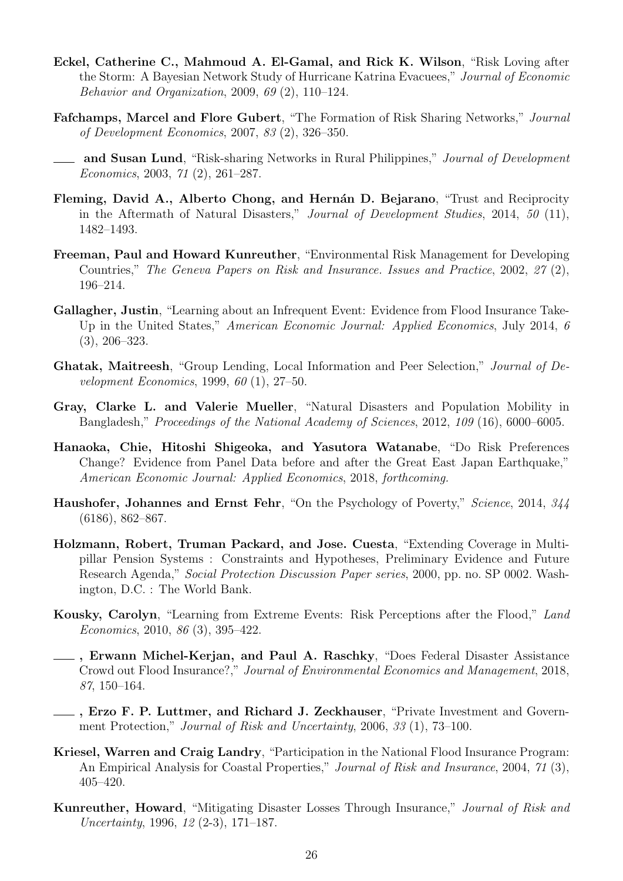**Eckel, Catherine C., Mahmoud A. El-Gamal, and Rick K. Wilson**, "Risk Loving after the Storm: A Bayesian Network Study of Hurricane Katrina Evacuees," *Journal of Economic Behavior and Organization*, 2009, *69* (2), 110–124.

**Fafchamps, Marcel and Flore Gubert**, "The Formation of Risk Sharing Networks," *Journal of Development Economics*, 2007, *83* (2), 326–350.

**\_\_\_ and Susan Lund**, "Risk-sharing Networks in Rural Philippines," *Journal of Development Economics*, 2003, *71* (2), 261–287.

**Fleming, David A., Alberto Chong, and Hernán D. Bejarano**, "Trust and Reciprocity in the Aftermath of Natural Disasters," *Journal of Development Studies*, 2014, *50* (11), 1482–1493.

**Freeman, Paul and Howard Kunreuther**, "Environmental Risk Management for Developing Countries," *The Geneva Papers on Risk and Insurance. Issues and Practice*, 2002, *27* (2), 196–214.

**Gallagher, Justin**, "Learning about an Infrequent Event: Evidence from Flood Insurance Take-Up in the United States," *American Economic Journal: Applied Economics*, July 2014, *6* (3), 206–323.

**Ghatak, Maitreesh**, "Group Lending, Local Information and Peer Selection," *Journal of Development Economics*, 1999, *60* (1), 27–50.

**Gray, Clarke L. and Valerie Mueller**, "Natural Disasters and Population Mobility in Bangladesh," *Proceedings of the National Academy of Sciences*, 2012, *109* (16), 6000–6005.

**Hanaoka, Chie, Hitoshi Shigeoka, and Yasutora Watanabe**, "Do Risk Preferences Change? Evidence from Panel Data before and after the Great East Japan Earthquake," *American Economic Journal: Applied Economics*, 2018, *forthcoming.*

**Haushofer, Johannes and Ernst Fehr**, "On the Psychology of Poverty," *Science*, 2014, *344* (6186), 862–867.

**Holzmann, Robert, Truman Packard, and Jose. Cuesta**, "Extending Coverage in Multi-pillar Pension Systems : Constraints and Hypotheses, Preliminary Evidence and Future Research Agenda," *Social Protection Discussion Paper series*, 2000, pp. no. SP 0002. Washington, D.C. : The World Bank.

**Kousky, Carolyn**, "Learning from Extreme Events: Risk Perceptions after the Flood," *Land Economics*, 2010, *86* (3), 395–422.

**\_\_\_, Erwann Michel-Kerjan, and Paul A. Raschky**, "Does Federal Disaster Assistance Crowd out Flood Insurance?," *Journal of Environmental Economics and Management*, 2018, *87*, 150–164.

**\_\_\_, Erzo F. P. Luttmer, and Richard J. Zeckhauser**, "Private Investment and Government Protection," *Journal of Risk and Uncertainty*, 2006, *33* (1), 73–100.

**Kriesel, Warren and Craig Landry**, "Participation in the National Flood Insurance Program: An Empirical Analysis for Coastal Properties," *Journal of Risk and Insurance*, 2004, *71* (3), 405–420.

**Kunreuther, Howard**, "Mitigating Disaster Losses Through Insurance," *Journal of Risk and Uncertainty*, 1996, *12* (2-3), 171–187.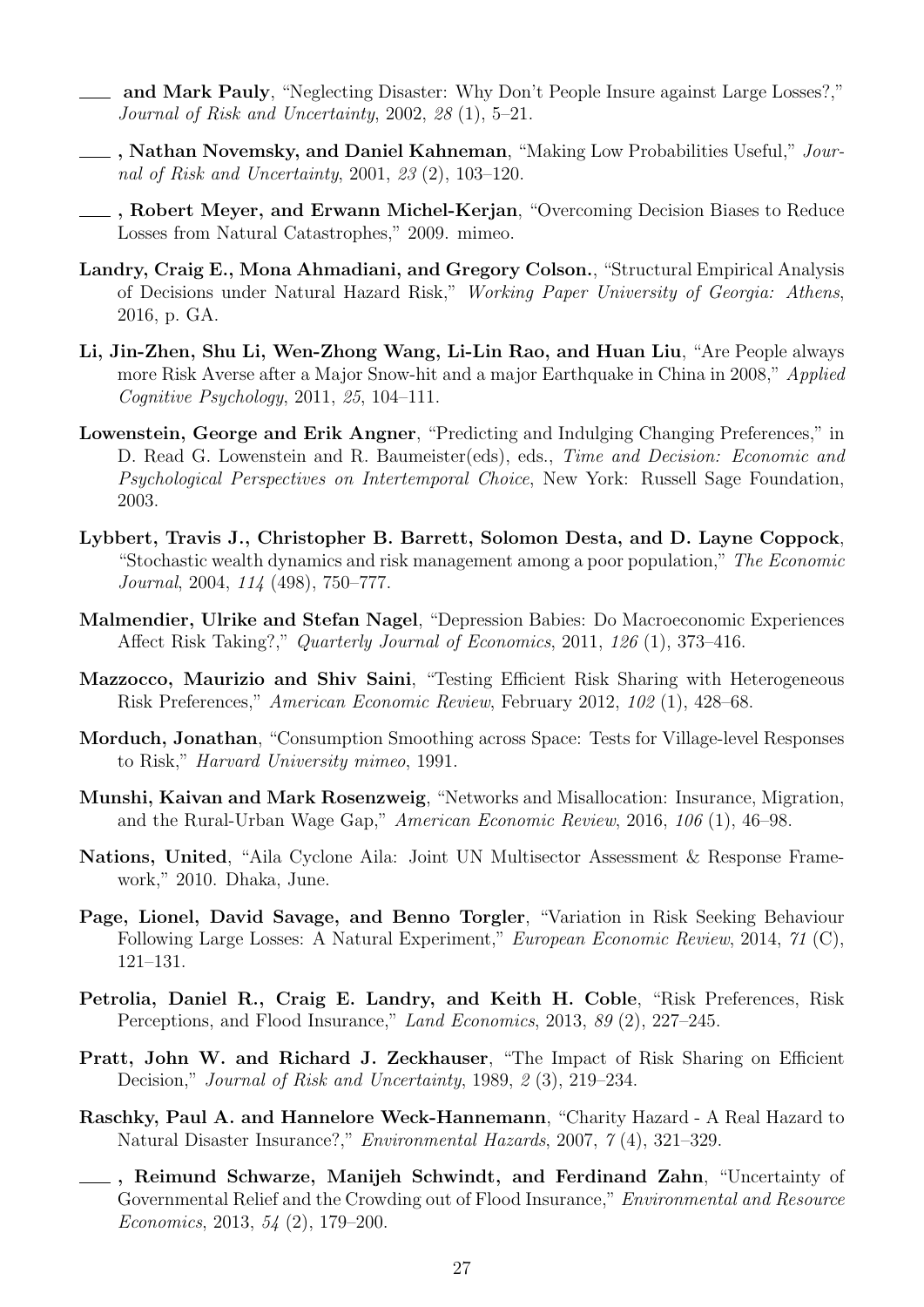——— **and Mark Pauly**, "Neglecting Disaster: Why Don't People Insure against Large Losses?," *Journal of Risk and Uncertainty*, 2002, *28* (1), 5–21.

——— **, Nathan Novemsky, and Daniel Kahneman**, "Making Low Probabilities Useful," *Journal of Risk and Uncertainty*, 2001, *23* (2), 103–120.

——— **, Robert Meyer, and Erwann Michel-Kerjan**, "Overcoming Decision Biases to Reduce Losses from Natural Catastrophes," 2009. mimeo.

**Landry, Craig E., Mona Ahmadiani, and Gregory Colson.**, "Structural Empirical Analysis of Decisions under Natural Hazard Risk," *Working Paper University of Georgia: Athens*, 2016, p. GA.

**Li, Jin-Zhen, Shu Li, Wen-Zhong Wang, Li-Lin Rao, and Huan Liu**, "Are People always more Risk Averse after a Major Snow-hit and a major Earthquake in China in 2008," *Applied Cognitive Psychology*, 2011, *25*, 104–111.

**Lowenstein, George and Erik Angner**, "Predicting and Indulging Changing Preferences," in D. Read G. Lowenstein and R. Baumeister(eds), eds., *Time and Decision: Economic and Psychological Perspectives on Intertemporal Choice*, New York: Russell Sage Foundation, 2003.

**Lybbert, Travis J., Christopher B. Barrett, Solomon Desta, and D. Layne Coppock**, "Stochastic wealth dynamics and risk management among a poor population," *The Economic Journal*, 2004, *114* (498), 750–777.

**Malmendier, Ulrike and Stefan Nagel**, "Depression Babies: Do Macroeconomic Experiences Affect Risk Taking?," *Quarterly Journal of Economics*, 2011, *126* (1), 373–416.

**Mazzocco, Maurizio and Shiv Saini**, "Testing Efficient Risk Sharing with Heterogeneous Risk Preferences," *American Economic Review*, February 2012, *102* (1), 428–68.

**Morduch, Jonathan**, "Consumption Smoothing across Space: Tests for Village-level Responses to Risk," *Harvard University mimeo*, 1991.

**Munshi, Kaivan and Mark Rosenzweig**, "Networks and Misallocation: Insurance, Migration, and the Rural-Urban Wage Gap," *American Economic Review*, 2016, *106* (1), 46–98.

**Nations, United**, "Aila Cyclone Aila: Joint UN Multisector Assessment & Response Framework," 2010. Dhaka, June.

**Page, Lionel, David Savage, and Benno Torgler**, "Variation in Risk Seeking Behaviour Following Large Losses: A Natural Experiment," *European Economic Review*, 2014, *71* (C), 121–131.

**Petrolia, Daniel R., Craig E. Landry, and Keith H. Coble**, "Risk Preferences, Risk Perceptions, and Flood Insurance," *Land Economics*, 2013, *89* (2), 227–245.

**Pratt, John W. and Richard J. Zeckhauser**, "The Impact of Risk Sharing on Efficient Decision," *Journal of Risk and Uncertainty*, 1989, *2* (3), 219–234.

**Raschky, Paul A. and Hannelore Weck-Hannemann**, "Charity Hazard - A Real Hazard to Natural Disaster Insurance?," *Environmental Hazards*, 2007, *7* (4), 321–329.

——— **, Reimund Schwarze, Manijeh Schwindt, and Ferdinand Zahn**, "Uncertainty of Governmental Relief and the Crowding out of Flood Insurance," *Environmental and Resource Economics*, 2013, *54* (2), 179–200.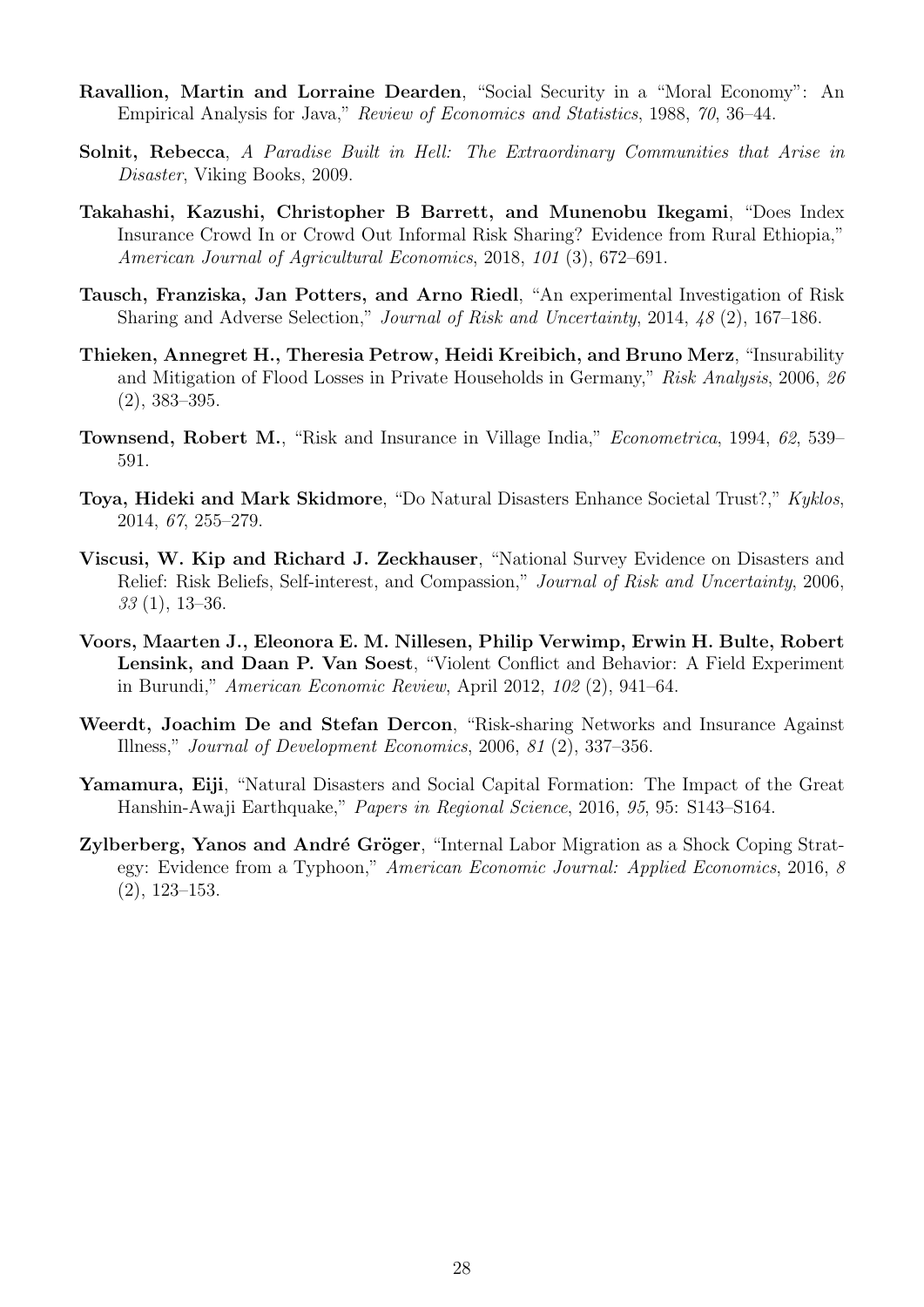**Ravallion, Martin and Lorraine Dearden**, "Social Security in a "Moral Economy": An Empirical Analysis for Java," *Review of Economics and Statistics*, 1988, *70*, 36–44.

**Solnit, Rebecca**, *A Paradise Built in Hell: The Extraordinary Communities that Arise in Disaster*, Viking Books, 2009.

**Takahashi, Kazushi, Christopher B Barrett, and Munenobu Ikegami**, "Does Index Insurance Crowd In or Crowd Out Informal Risk Sharing? Evidence from Rural Ethiopia," *American Journal of Agricultural Economics*, 2018, *101* (3), 672–691.

**Tausch, Franziska, Jan Potters, and Arno Riedl**, "An experimental Investigation of Risk Sharing and Adverse Selection," *Journal of Risk and Uncertainty*, 2014, *48* (2), 167–186.

**Thieken, Annegret H., Theresia Petrow, Heidi Kreibich, and Bruno Merz**, "Insurability and Mitigation of Flood Losses in Private Households in Germany," *Risk Analysis*, 2006, *26* (2), 383–395.

**Townsend, Robert M.**, "Risk and Insurance in Village India," *Econometrica*, 1994, *62*, 539–591.

**Toya, Hideki and Mark Skidmore**, "Do Natural Disasters Enhance Societal Trust?," *Kyklos*, 2014, *67*, 255–279.

**Viscusi, W. Kip and Richard J. Zeckhauser**, "National Survey Evidence on Disasters and Relief: Risk Beliefs, Self-interest, and Compassion," *Journal of Risk and Uncertainty*, 2006, *33* (1), 13–36.

**Voors, Maarten J., Eleonora E. M. Nillesen, Philip Verwimp, Erwin H. Bulte, Robert Lensink, and Daan P. Van Soest**, "Violent Conflict and Behavior: A Field Experiment in Burundi," *American Economic Review*, April 2012, *102* (2), 941–64.

**Weerdt, Joachim De and Stefan Dercon**, "Risk-sharing Networks and Insurance Against Illness," *Journal of Development Economics*, 2006, *81* (2), 337–356.

**Yamamura, Eiji**, "Natural Disasters and Social Capital Formation: The Impact of the Great Hanshin-Awaji Earthquake," *Papers in Regional Science*, 2016, *95*, 95: S143–S164.

**Zylberberg, Yanos and André Gröger**, "Internal Labor Migration as a Shock Coping Strategy: Evidence from a Typhoon," *American Economic Journal: Applied Economics*, 2016, *8* (2), 123–153.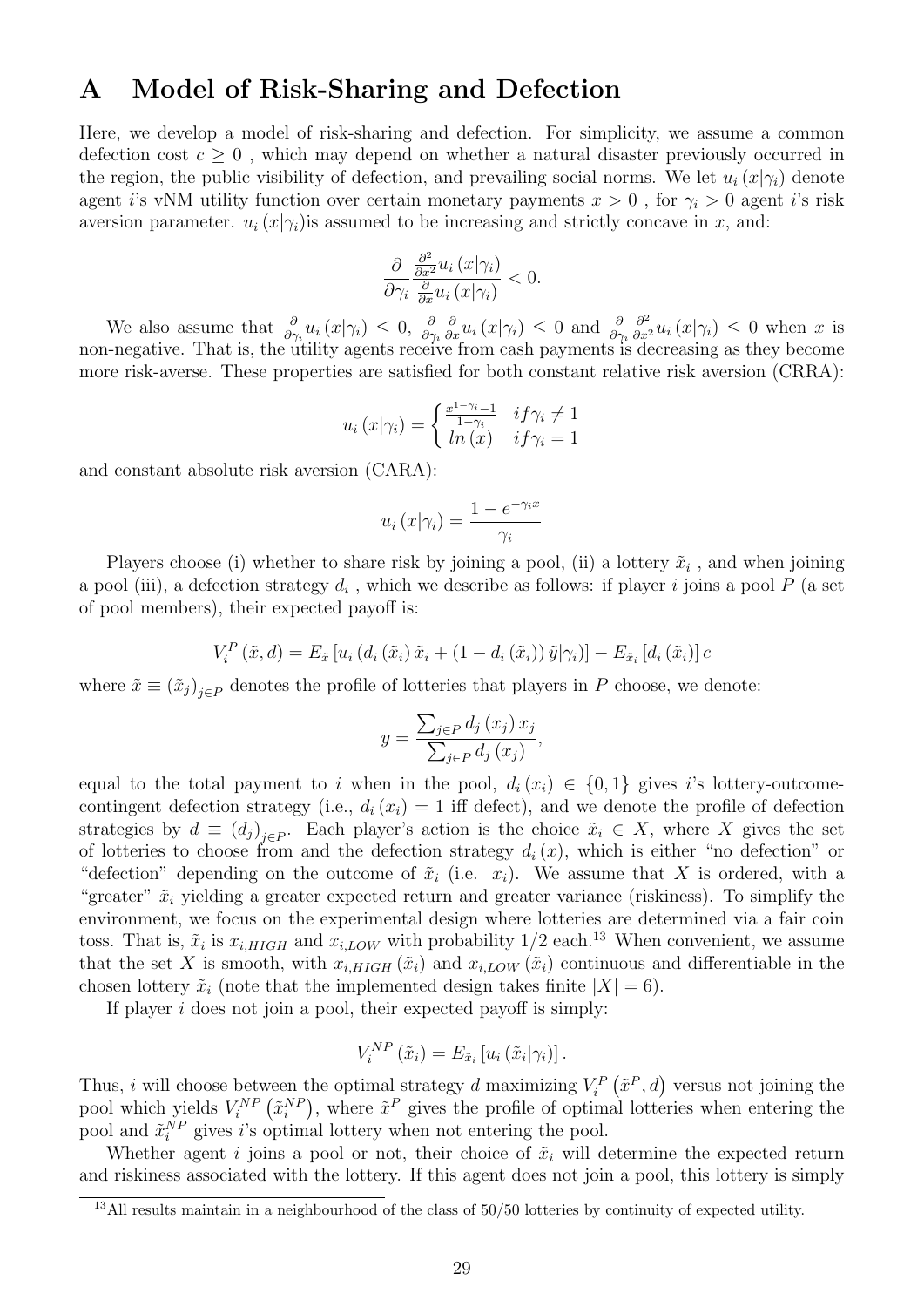# A Model of Risk-Sharing and Defection

Here, we develop a model of risk-sharing and defection. For simplicity, we assume a common defection cost $c \geq 0$ , which may depend on whether a natural disaster previously occurred in the region, the public visibility of defection, and prevailing social norms. We let $u_i(x|\gamma_i)$ denote agent $i$'s vNM utility function over certain monetary payments $x > 0$ , for $\gamma_i > 0$ agent $i$'s risk aversion parameter. $u_i(x|\gamma_i)$is assumed to be increasing and strictly concave in $x$, and:

$$\frac{\partial}{\partial \gamma_i} \frac{\frac{\partial^2}{\partial x^2} u_i(x|\gamma_i)}{\frac{\partial}{\partial x} u_i(x|\gamma_i)} < 0.$$

We also assume that $\frac{\partial}{\partial \gamma_i} u_i(x|\gamma_i) \leq 0$, $\frac{\partial}{\partial \gamma_i} \frac{\partial}{\partial x} u_i(x|\gamma_i) \leq 0$ and $\frac{\partial}{\partial \gamma_i} \frac{\partial^2}{\partial x^2} u_i(x|\gamma_i) \leq 0$ when $x$ is non-negative. That is, the utility agents receive from cash payments is decreasing as they become more risk-averse. These properties are satisfied for both constant relative risk aversion (CRRA):

$$u_i(x|\gamma_i) = \begin{cases} \frac{x^{1-\gamma_i}-1}{1-\gamma_i} & if \gamma_i \neq 1 \\ ln(x) & if \gamma_i = 1 \end{cases}$$

and constant absolute risk aversion (CARA):

$$u_i(x|\gamma_i) = \frac{1 - e^{-\gamma_i x}}{\gamma_i}$$

Players choose (i) whether to share risk by joining a pool, (ii) a lottery $\tilde{x}_i$ , and when joining a pool (iii), a defection strategy $d_i$ , which we describe as follows: if player $i$ joins a pool $P$ (a set of pool members), their expected payoff is:

$$V_i^P(\tilde{x}, d) = E_{\tilde{x}}\left[u_i\left(d_i(\tilde{x}_i)\tilde{x}_i + (1 - d_i(\tilde{x}_i))\tilde{y}|\gamma_i\right)\right] - E_{\tilde{x}_i}\left[d_i(\tilde{x}_i)\right]c$$

where $\tilde{x} \equiv (\tilde{x}_j)_{j \in P}$ denotes the profile of lotteries that players in $P$ choose, we denote:

$$y = \frac{\sum_{j \in P} d_j(x_j) x_j}{\sum_{j \in P} d_j(x_j)},$$

equal to the total payment to $i$ when in the pool, $d_i(x_i) \in \{0, 1\}$ gives $i$'s lottery-outcome-contingent defection strategy (i.e., $d_i(x_i) = 1$ iff defect), and we denote the profile of defection strategies by $d \equiv (d_j)_{j \in P}$. Each player's action is the choice $\tilde{x}_i \in X$, where $X$ gives the set of lotteries to choose from and the defection strategy $d_i(x)$, which is either "no defection" or "defection" depending on the outcome of $\tilde{x}_i$ (i.e. $x_i$). We assume that $X$ is ordered, with a "greater" $\tilde{x}_i$ yielding a greater expected return and greater variance (riskiness). To simplify the environment, we focus on the experimental design where lotteries are determined via a fair coin toss. That is, $\tilde{x}_i$ is $x_{i,HIGH}$ and $x_{i,LOW}$ with probability 1/2 each.[13] When convenient, we assume that the set $X$ is smooth, with $x_{i,HIGH}(\tilde{x}_i)$ and $x_{i,LOW}(\tilde{x}_i)$ continuous and differentiable in the chosen lottery $\tilde{x}_i$ (note that the implemented design takes finite $|X| = 6$).

If player $i$ does not join a pool, their expected payoff is simply:

$$V_i^{NP}(\tilde{x}_i) = E_{\tilde{x}_i}\left[u_i(\tilde{x}_i|\gamma_i)\right].$$

Thus, $i$ will choose between the optimal strategy $d$ maximizing $V_i^P(\tilde{x}^P, d)$ versus not joining the pool which yields $V_i^{NP}(\tilde{x}_i^{NP})$, where $\tilde{x}^P$ gives the profile of optimal lotteries when entering the pool and $\tilde{x}_i^{NP}$ gives $i$'s optimal lottery when not entering the pool.

Whether agent $i$ joins a pool or not, their choice of $\tilde{x}_i$ will determine the expected return and riskiness associated with the lottery. If this agent does not join a pool, this lottery is simply

[13] All results maintain in a neighbourhood of the class of 50/50 lotteries by continuity of expected utility.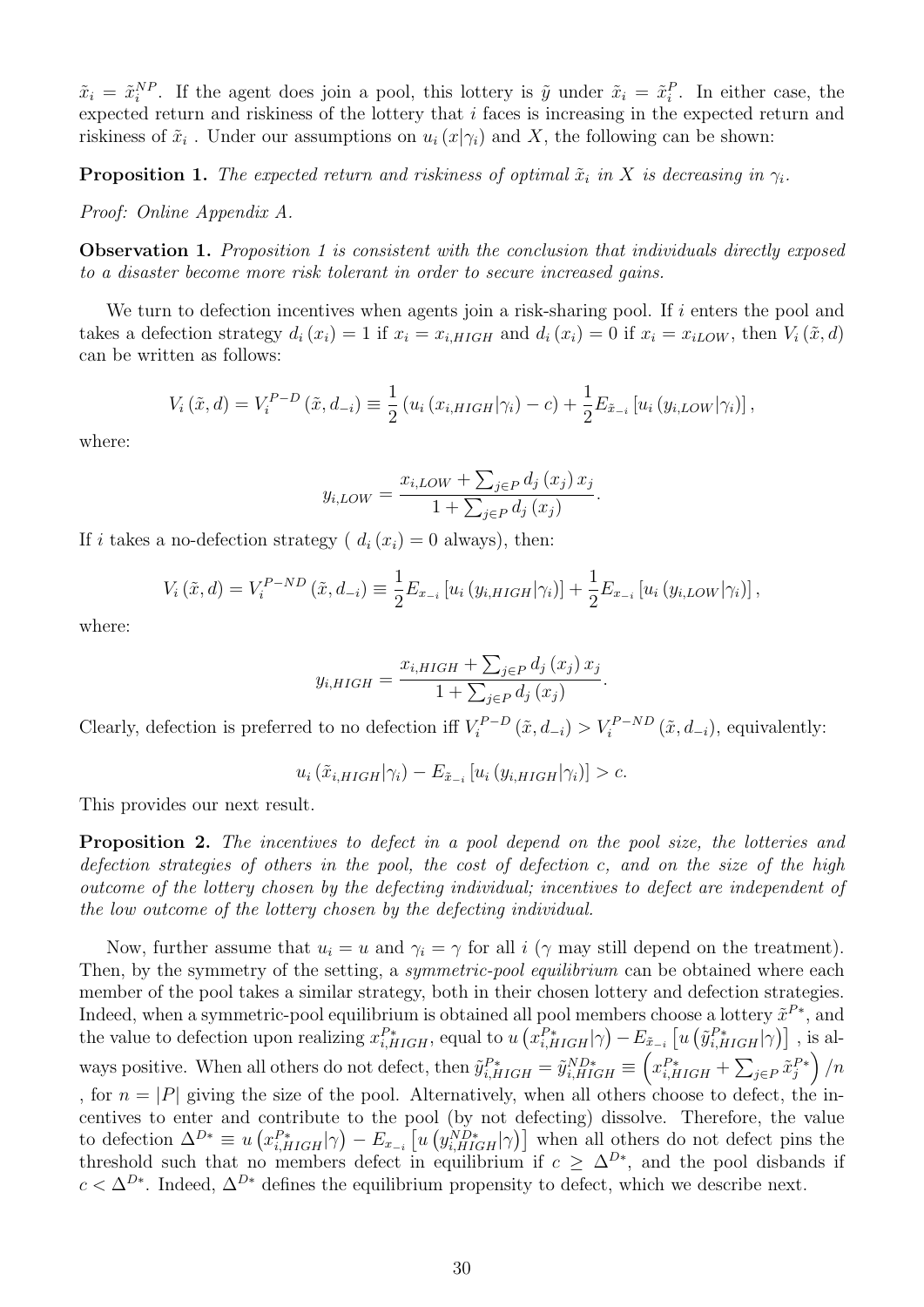$\tilde{x}_i = \tilde{x}_i^{NP}$. If the agent does join a pool, this lottery is $\tilde{y}$ under $\tilde{x}_i = \tilde{x}_i^P$. In either case, the expected return and riskiness of the lottery that $i$ faces is increasing in the expected return and riskiness of $\tilde{x}_i$ . Under our assumptions on $u_i(x|\gamma_i)$ and $X$, the following can be shown:

**Proposition 1.** *The expected return and riskiness of optimal $\tilde{x}_i$ in $X$ is decreasing in $\gamma_i$.*

*Proof: Online Appendix A.*

**Observation 1.** *Proposition 1 is consistent with the conclusion that individuals directly exposed to a disaster become more risk tolerant in order to secure increased gains.*

We turn to defection incentives when agents join a risk-sharing pool. If $i$ enters the pool and takes a defection strategy $d_i(x_i) = 1$ if $x_i = x_{i,HIGH}$ and $d_i(x_i) = 0$ if $x_i = x_{iLOW}$, then $V_i(\tilde{x}, d)$ can be written as follows:

$$V_i(\tilde{x}, d) = V_i^{P-D}(\tilde{x}, d_{-i}) \equiv \frac{1}{2}\left(u_i(x_{i,HIGH}|\gamma_i) - c\right) + \frac{1}{2}E_{\tilde{x}_{-i}}\left[u_i(y_{i,LOW}|\gamma_i)\right],$$

where:

$$y_{i,LOW} = \frac{x_{i,LOW} + \sum_{j\in P} d_j(x_j)\, x_j}{1 + \sum_{j\in P} d_j(x_j)}.$$

If $i$ takes a no-defection strategy ( $d_i(x_i) = 0$ always), then:

$$V_i(\tilde{x}, d) = V_i^{P-ND}(\tilde{x}, d_{-i}) \equiv \frac{1}{2}E_{x_{-i}}\left[u_i(y_{i,HIGH}|\gamma_i)\right] + \frac{1}{2}E_{x_{-i}}\left[u_i(y_{i,LOW}|\gamma_i)\right],$$

where:

$$y_{i,HIGH} = \frac{x_{i,HIGH} + \sum_{j\in P} d_j(x_j)\, x_j}{1 + \sum_{j\in P} d_j(x_j)}.$$

Clearly, defection is preferred to no defection iff $V_i^{P-D}(\tilde{x}, d_{-i}) > V_i^{P-ND}(\tilde{x}, d_{-i})$, equivalently:

$$u_i(\tilde{x}_{i,HIGH}|\gamma_i) - E_{\tilde{x}_{-i}}\left[u_i(y_{i,HIGH}|\gamma_i)\right] > c.$$

This provides our next result.

**Proposition 2.** *The incentives to defect in a pool depend on the pool size, the lotteries and defection strategies of others in the pool, the cost of defection c, and on the size of the high outcome of the lottery chosen by the defecting individual; incentives to defect are independent of the low outcome of the lottery chosen by the defecting individual.*

Now, further assume that $u_i = u$ and $\gamma_i = \gamma$ for all $i$ ($\gamma$ may still depend on the treatment). Then, by the symmetry of the setting, a *symmetric-pool equilibrium* can be obtained where each member of the pool takes a similar strategy, both in their chosen lottery and defection strategies. Indeed, when a symmetric-pool equilibrium is obtained all pool members choose a lottery $\tilde{x}^{P*}$, and the value to defection upon realizing $x_{i,HIGH}^{P*}$, equal to $u\left(x_{i,HIGH}^{P*}|\gamma\right) - E_{\tilde{x}_{-i}}\left[u\left(\tilde{y}_{i,HIGH}^{P*}|\gamma\right)\right]$ , is always positive. When all others do not defect, then $\tilde{y}_{i,HIGH}^{P*} = \tilde{y}_{i,HIGH}^{ND*} \equiv \left(x_{i,HIGH}^{P*} + \sum_{j\in P}\tilde{x}_j^{P*}\right)/n$ , for $n = |P|$ giving the size of the pool. Alternatively, when all others choose to defect, the incentives to enter and contribute to the pool (by not defecting) dissolve. Therefore, the value to defection $\Delta^{D*} \equiv u\left(x_{i,HIGH}^{P*}|\gamma\right) - E_{x_{-i}}\left[u\left(y_{i,HIGH}^{ND*}|\gamma\right)\right]$ when all others do not defect pins the threshold such that no members defect in equilibrium if $c \geq \Delta^{D*}$, and the pool disbands if $c < \Delta^{D*}$. Indeed, $\Delta^{D*}$ defines the equilibrium propensity to defect, which we describe next.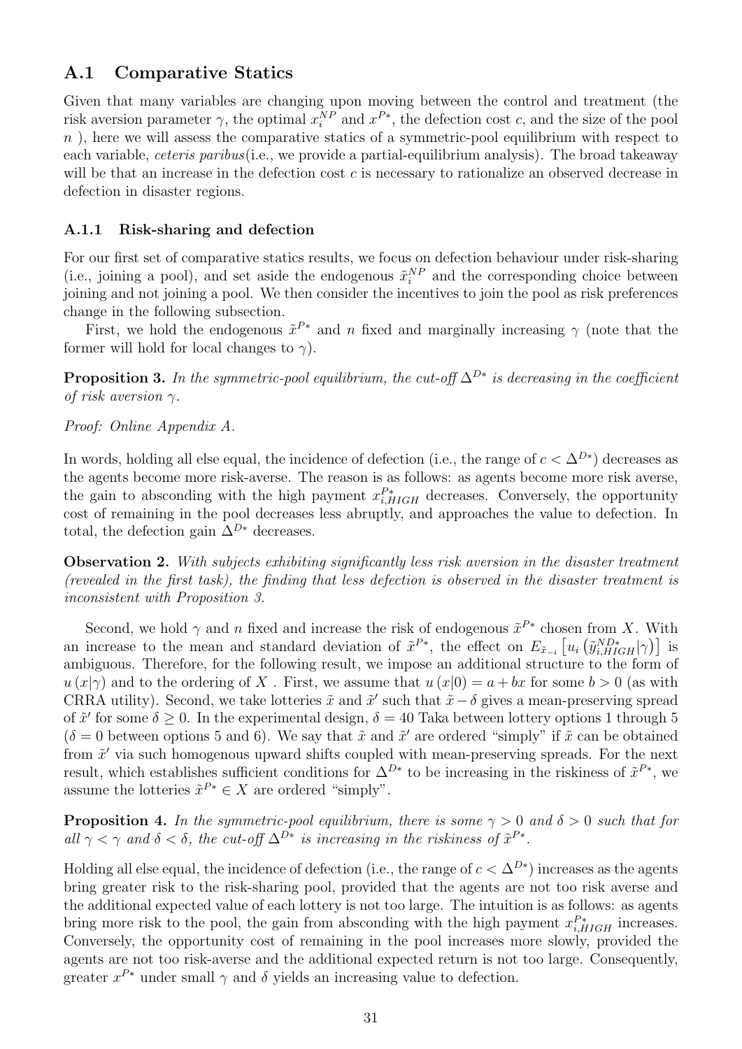## A.1 Comparative Statics

Given that many variables are changing upon moving between the control and treatment (the risk aversion parameter $\gamma$, the optimal $x_i^{NP}$ and $x^{P*}$, the defection cost $c$, and the size of the pool $n$ ), here we will assess the comparative statics of a symmetric-pool equilibrium with respect to each variable, *ceteris paribus*(i.e., we provide a partial-equilibrium analysis). The broad takeaway will be that an increase in the defection cost $c$ is necessary to rationalize an observed decrease in defection in disaster regions.

### A.1.1 Risk-sharing and defection

For our first set of comparative statics results, we focus on defection behaviour under risk-sharing (i.e., joining a pool), and set aside the endogenous $\tilde{x}_i^{NP}$ and the corresponding choice between joining and not joining a pool. We then consider the incentives to join the pool as risk preferences change in the following subsection.

First, we hold the endogenous $\tilde{x}^{P*}$ and $n$ fixed and marginally increasing $\gamma$ (note that the former will hold for local changes to $\gamma$).

**Proposition 3.** *In the symmetric-pool equilibrium, the cut-off $\Delta^{D*}$ is decreasing in the coefficient of risk aversion $\gamma$.*

*Proof: Online Appendix A.*

In words, holding all else equal, the incidence of defection (i.e., the range of $c < \Delta^{D*}$) decreases as the agents become more risk-averse. The reason is as follows: as agents become more risk averse, the gain to absconding with the high payment $x_{i,HIGH}^{P*}$ decreases. Conversely, the opportunity cost of remaining in the pool decreases less abruptly, and approaches the value to defection. In total, the defection gain $\Delta^{D*}$ decreases.

**Observation 2.** *With subjects exhibiting significantly less risk aversion in the disaster treatment (revealed in the first task), the finding that less defection is observed in the disaster treatment is inconsistent with Proposition 3.*

Second, we hold $\gamma$ and $n$ fixed and increase the risk of endogenous $\tilde{x}^{P*}$ chosen from $X$. With an increase to the mean and standard deviation of $\tilde{x}^{P*}$, the effect on $E_{\tilde{x}_{-i}}\left[u_i\left(\tilde{y}_{i,HIGH}^{ND*}|\gamma\right)\right]$ is ambiguous. Therefore, for the following result, we impose an additional structure to the form of $u\left(x|\gamma\right)$ and to the ordering of $X$ . First, we assume that $u\left(x|0\right) = a + bx$ for some $b > 0$ (as with CRRA utility). Second, we take lotteries $\tilde{x}$ and $\tilde{x}'$ such that $\tilde{x} - \delta$ gives a mean-preserving spread of $\tilde{x}'$ for some $\delta \geq 0$. In the experimental design, $\delta = 40$ Taka between lottery options 1 through 5 ($\delta = 0$ between options 5 and 6). We say that $\tilde{x}$ and $\tilde{x}'$ are ordered "simply" if $\tilde{x}$ can be obtained from $\tilde{x}'$ via such homogenous upward shifts coupled with mean-preserving spreads. For the next result, which establishes sufficient conditions for $\Delta^{D*}$ to be increasing in the riskiness of $\tilde{x}^{P*}$, we assume the lotteries $\tilde{x}^{P*} \in X$ are ordered "simply".

**Proposition 4.** *In the symmetric-pool equilibrium, there is some $\gamma > 0$ and $\delta > 0$ such that for all $\gamma < \gamma$ and $\delta < \delta$, the cut-off $\Delta^{D*}$ is increasing in the riskiness of $\tilde{x}^{P*}$.*

Holding all else equal, the incidence of defection (i.e., the range of $c < \Delta^{D*}$) increases as the agents bring greater risk to the risk-sharing pool, provided that the agents are not too risk averse and the additional expected value of each lottery is not too large. The intuition is as follows: as agents bring more risk to the pool, the gain from absconding with the high payment $x_{i,HIGH}^{P*}$ increases. Conversely, the opportunity cost of remaining in the pool increases more slowly, provided the agents are not too risk-averse and the additional expected return is not too large. Consequently, greater $x^{P*}$ under small $\gamma$ and $\delta$ yields an increasing value to defection.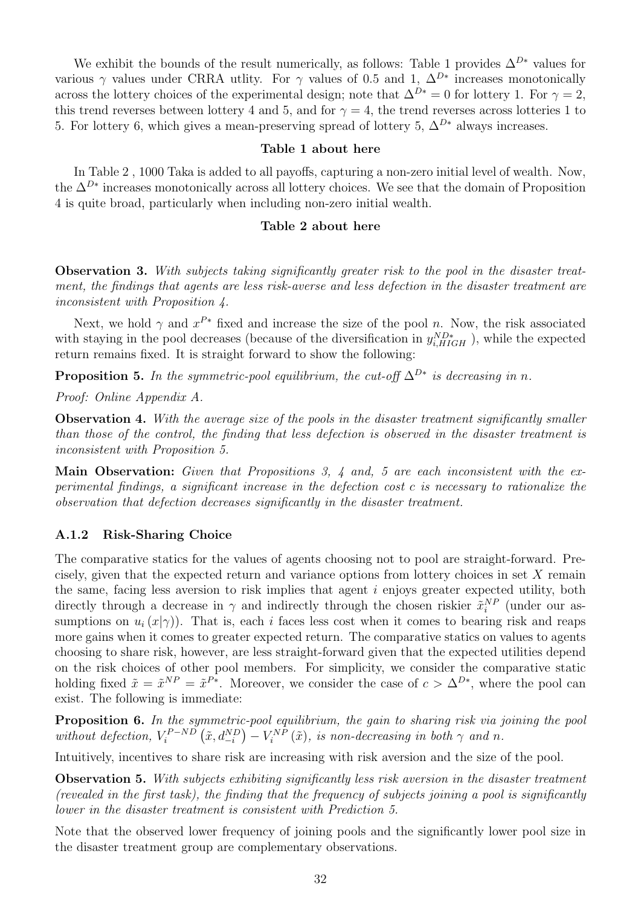We exhibit the bounds of the result numerically, as follows: Table 1 provides $\Delta^{D*}$ values for various $\gamma$ values under CRRA utlity. For $\gamma$ values of 0.5 and 1, $\Delta^{D*}$ increases monotonically across the lottery choices of the experimental design; note that $\Delta^{D*} = 0$ for lottery 1. For $\gamma = 2$, this trend reverses between lottery 4 and 5, and for $\gamma = 4$, the trend reverses across lotteries 1 to 5. For lottery 6, which gives a mean-preserving spread of lottery 5, $\Delta^{D*}$ always increases.

**Table 1 about here**

In Table 2 , 1000 Taka is added to all payoffs, capturing a non-zero initial level of wealth. Now, the $\Delta^{D*}$ increases monotonically across all lottery choices. We see that the domain of Proposition 4 is quite broad, particularly when including non-zero initial wealth.

**Table 2 about here**

**Observation 3.** *With subjects taking significantly greater risk to the pool in the disaster treatment, the findings that agents are less risk-averse and less defection in the disaster treatment are inconsistent with Proposition 4.*

Next, we hold $\gamma$ and $x^{P*}$ fixed and increase the size of the pool $n$. Now, the risk associated with staying in the pool decreases (because of the diversification in $y^{ND*}_{i,HIGH}$ ), while the expected return remains fixed. It is straight forward to show the following:

**Proposition 5.** *In the symmetric-pool equilibrium, the cut-off $\Delta^{D*}$ is decreasing in $n$.*

*Proof: Online Appendix A.*

**Observation 4.** *With the average size of the pools in the disaster treatment significantly smaller than those of the control, the finding that less defection is observed in the disaster treatment is inconsistent with Proposition 5.*

**Main Observation:** *Given that Propositions 3, 4 and, 5 are each inconsistent with the experimental findings, a significant increase in the defection cost $c$ is necessary to rationalize the observation that defection decreases significantly in the disaster treatment.*

### A.1.2 Risk-Sharing Choice

The comparative statics for the values of agents choosing not to pool are straight-forward. Precisely, given that the expected return and variance options from lottery choices in set $X$ remain the same, facing less aversion to risk implies that agent $i$ enjoys greater expected utility, both directly through a decrease in $\gamma$ and indirectly through the chosen riskier $\tilde{x}^{NP}_i$ (under our assumptions on $u_i(x|\gamma)$). That is, each $i$ faces less cost when it comes to bearing risk and reaps more gains when it comes to greater expected return. The comparative statics on values to agents choosing to share risk, however, are less straight-forward given that the expected utilities depend on the risk choices of other pool members. For simplicity, we consider the comparative static holding fixed $\tilde{x} = \tilde{x}^{NP} = \tilde{x}^{P*}$. Moreover, we consider the case of $c > \Delta^{D*}$, where the pool can exist. The following is immediate:

**Proposition 6.** *In the symmetric-pool equilibrium, the gain to sharing risk via joining the pool without defection, $V^{P-ND}_i\left(\tilde{x}, d^{ND}_{-i}\right) - V^{NP}_i\left(\tilde{x}\right)$, is non-decreasing in both $\gamma$ and $n$.*

Intuitively, incentives to share risk are increasing with risk aversion and the size of the pool.

**Observation 5.** *With subjects exhibiting significantly less risk aversion in the disaster treatment (revealed in the first task), the finding that the frequency of subjects joining a pool is significantly lower in the disaster treatment is consistent with Prediction 5.*

Note that the observed lower frequency of joining pools and the significantly lower pool size in the disaster treatment group are complementary observations.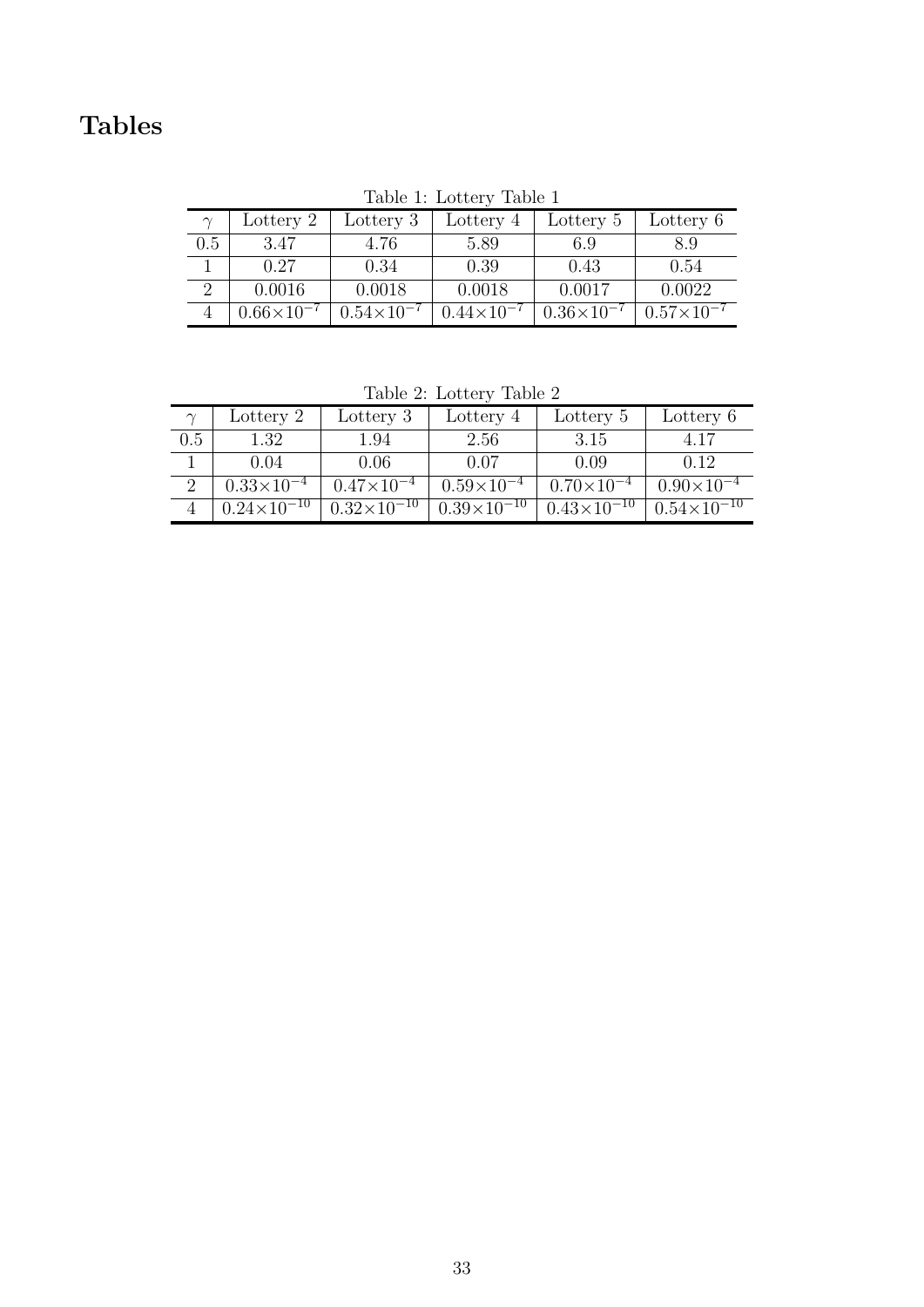# Tables

Table 1: Lottery Table 1

| $\gamma$ | Lottery 2 | Lottery 3 | Lottery 4 | Lottery 5 | Lottery 6 |
|---|---|---|---|---|---|
| 0.5 | 3.47 | 4.76 | 5.89 | 6.9 | 8.9 |
| 1 | 0.27 | 0.34 | 0.39 | 0.43 | 0.54 |
| 2 | 0.0016 | 0.0018 | 0.0018 | 0.0017 | 0.0022 |
| 4 | $0.66\times10^{-7}$ | $0.54\times10^{-7}$ | $0.44\times10^{-7}$ | $0.36\times10^{-7}$ | $0.57\times10^{-7}$ |

Table 2: Lottery Table 2

| $\gamma$ | Lottery 2 | Lottery 3 | Lottery 4 | Lottery 5 | Lottery 6 |
|---|---|---|---|---|---|
| 0.5 | 1.32 | 1.94 | 2.56 | 3.15 | 4.17 |
| 1 | 0.04 | 0.06 | 0.07 | 0.09 | 0.12 |
| 2 | $0.33\times10^{-4}$ | $0.47\times10^{-4}$ | $0.59\times10^{-4}$ | $0.70\times10^{-4}$ | $0.90\times10^{-4}$ |
| 4 | $0.24\times10^{-10}$ | $0.32\times10^{-10}$ | $0.39\times10^{-10}$ | $0.43\times10^{-10}$ | $0.54\times10^{-10}$ |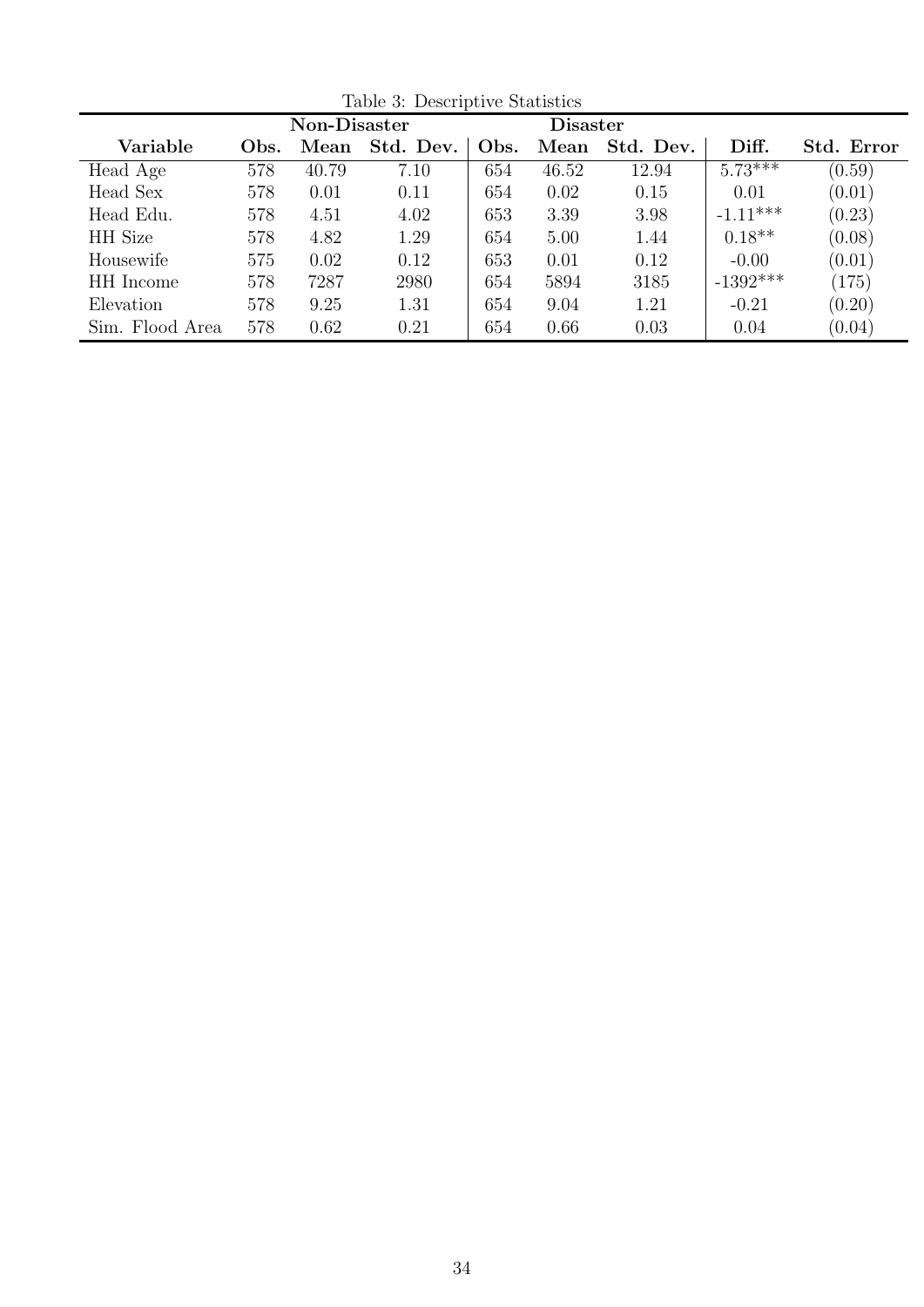Table 3: Descriptive Statistics

| | Non-Disaster | | | Disaster | | | | |
|---|---|---|---|---|---|---|---|---|
| **Variable** | **Obs.** | **Mean** | **Std. Dev.** | **Obs.** | **Mean** | **Std. Dev.** | **Diff.** | **Std. Error** |
| Head Age | 578 | 40.79 | 7.10 | 654 | 46.52 | 12.94 | 5.73*** | (0.59) |
| Head Sex | 578 | 0.01 | 0.11 | 654 | 0.02 | 0.15 | 0.01 | (0.01) |
| Head Edu. | 578 | 4.51 | 4.02 | 653 | 3.39 | 3.98 | -1.11*** | (0.23) |
| HH Size | 578 | 4.82 | 1.29 | 654 | 5.00 | 1.44 | 0.18** | (0.08) |
| Housewife | 575 | 0.02 | 0.12 | 653 | 0.01 | 0.12 | -0.00 | (0.01) |
| HH Income | 578 | 7287 | 2980 | 654 | 5894 | 3185 | -1392*** | (175) |
| Elevation | 578 | 9.25 | 1.31 | 654 | 9.04 | 1.21 | -0.21 | (0.20) |
| Sim. Flood Area | 578 | 0.62 | 0.21 | 654 | 0.66 | 0.03 | 0.04 | (0.04) |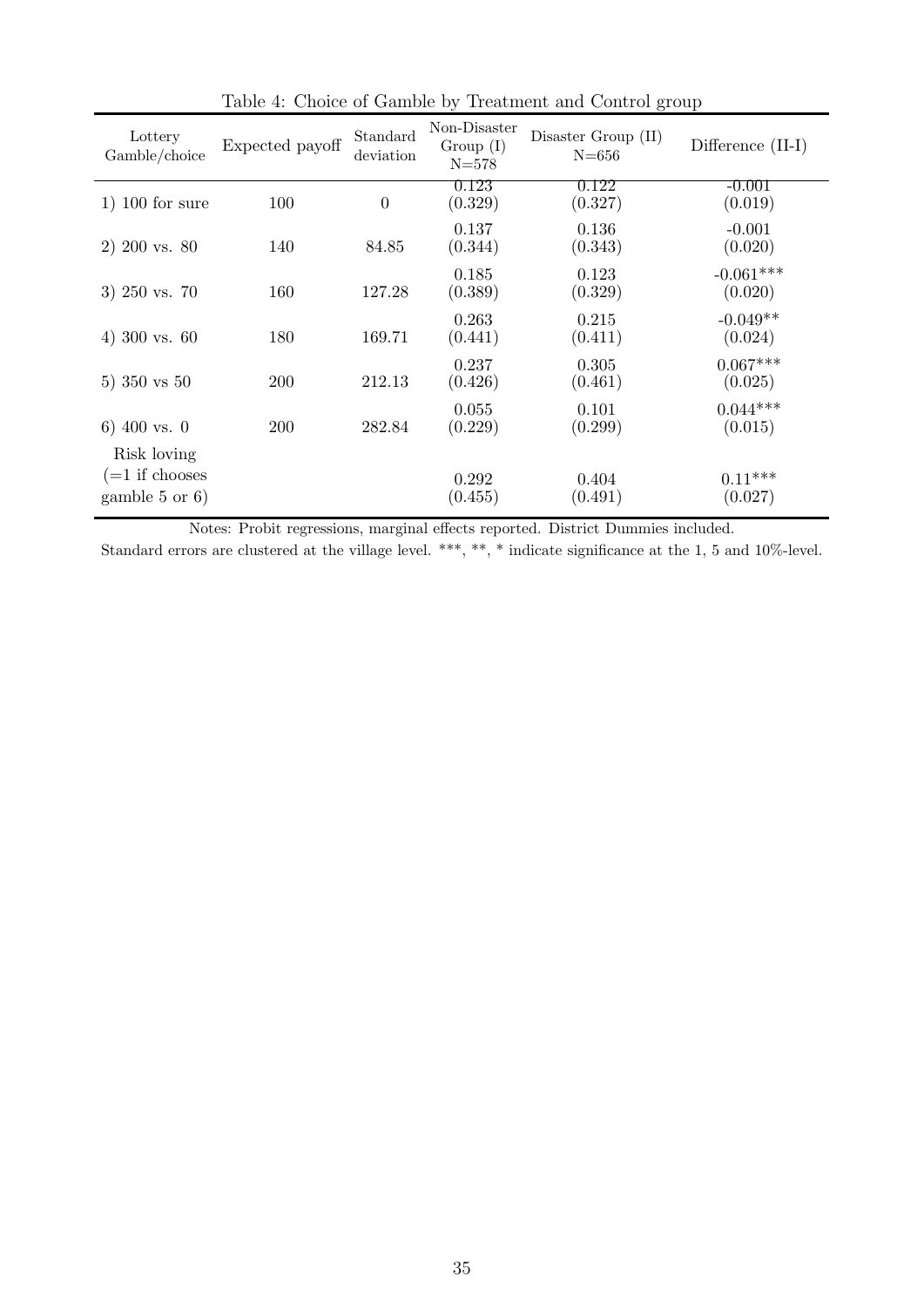Table 4: Choice of Gamble by Treatment and Control group

| Lottery Gamble/choice | Expected payoff | Standard deviation | Non-Disaster Group (I) N=578 | Disaster Group (II) N=656 | Difference (II-I) |
|---|---|---|---|---|---|
| 1) 100 for sure | 100 | 0 | 0.123 (0.329) | 0.122 (0.327) | -0.001 (0.019) |
| 2) 200 vs. 80 | 140 | 84.85 | 0.137 (0.344) | 0.136 (0.343) | -0.001 (0.020) |
| 3) 250 vs. 70 | 160 | 127.28 | 0.185 (0.389) | 0.123 (0.329) | -0.061*** (0.020) |
| 4) 300 vs. 60 | 180 | 169.71 | 0.263 (0.441) | 0.215 (0.411) | -0.049** (0.024) |
| 5) 350 vs 50 | 200 | 212.13 | 0.237 (0.426) | 0.305 (0.461) | 0.067*** (0.025) |
| 6) 400 vs. 0 | 200 | 282.84 | 0.055 (0.229) | 0.101 (0.299) | 0.044*** (0.015) |
| Risk loving (=1 if chooses gamble 5 or 6) | | | 0.292 (0.455) | 0.404 (0.491) | 0.11*** (0.027) |

Notes: Probit regressions, marginal effects reported. District Dummies included.
Standard errors are clustered at the village level. ***, **, * indicate significance at the 1, 5 and 10%-level.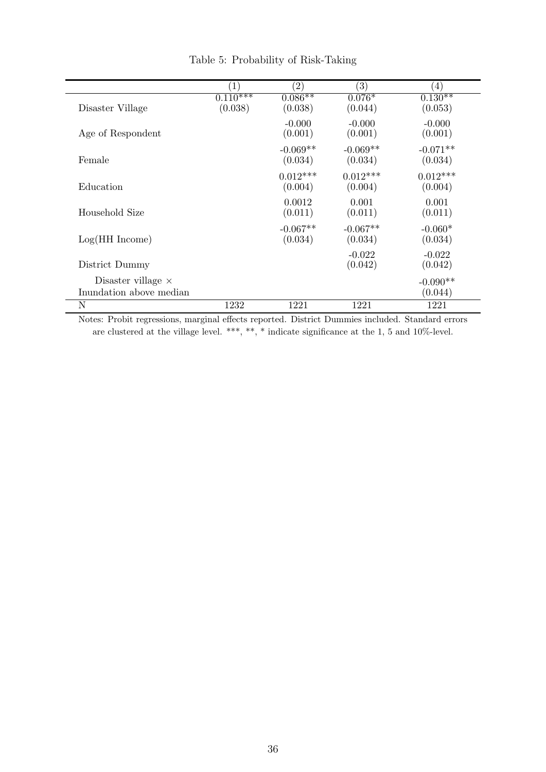Table 5: Probability of Risk-Taking

| | (1) | (2) | (3) | (4) |
|---|---|---|---|---|
| Disaster Village | 0.110*** | 0.086** | 0.076* | 0.130** |
| | (0.038) | (0.038) | (0.044) | (0.053) |
| Age of Respondent | | -0.000 | -0.000 | -0.000 |
| | | (0.001) | (0.001) | (0.001) |
| Female | | -0.069** | -0.069** | -0.071** |
| | | (0.034) | (0.034) | (0.034) |
| Education | | 0.012*** | 0.012*** | 0.012*** |
| | | (0.004) | (0.004) | (0.004) |
| Household Size | | 0.0012 | 0.001 | 0.001 |
| | | (0.011) | (0.011) | (0.011) |
| Log(HH Income) | | -0.067** | -0.067** | -0.060* |
| | | (0.034) | (0.034) | (0.034) |
| District Dummy | | | -0.022 | -0.022 |
| | | | (0.042) | (0.042) |
| Disaster village × Inundation above median | | | | -0.090** |
| | | | | (0.044) |
| N | 1232 | 1221 | 1221 | 1221 |

Notes: Probit regressions, marginal effects reported. District Dummies included. Standard errors are clustered at the village level. ***, **, * indicate significance at the 1, 5 and 10%-level.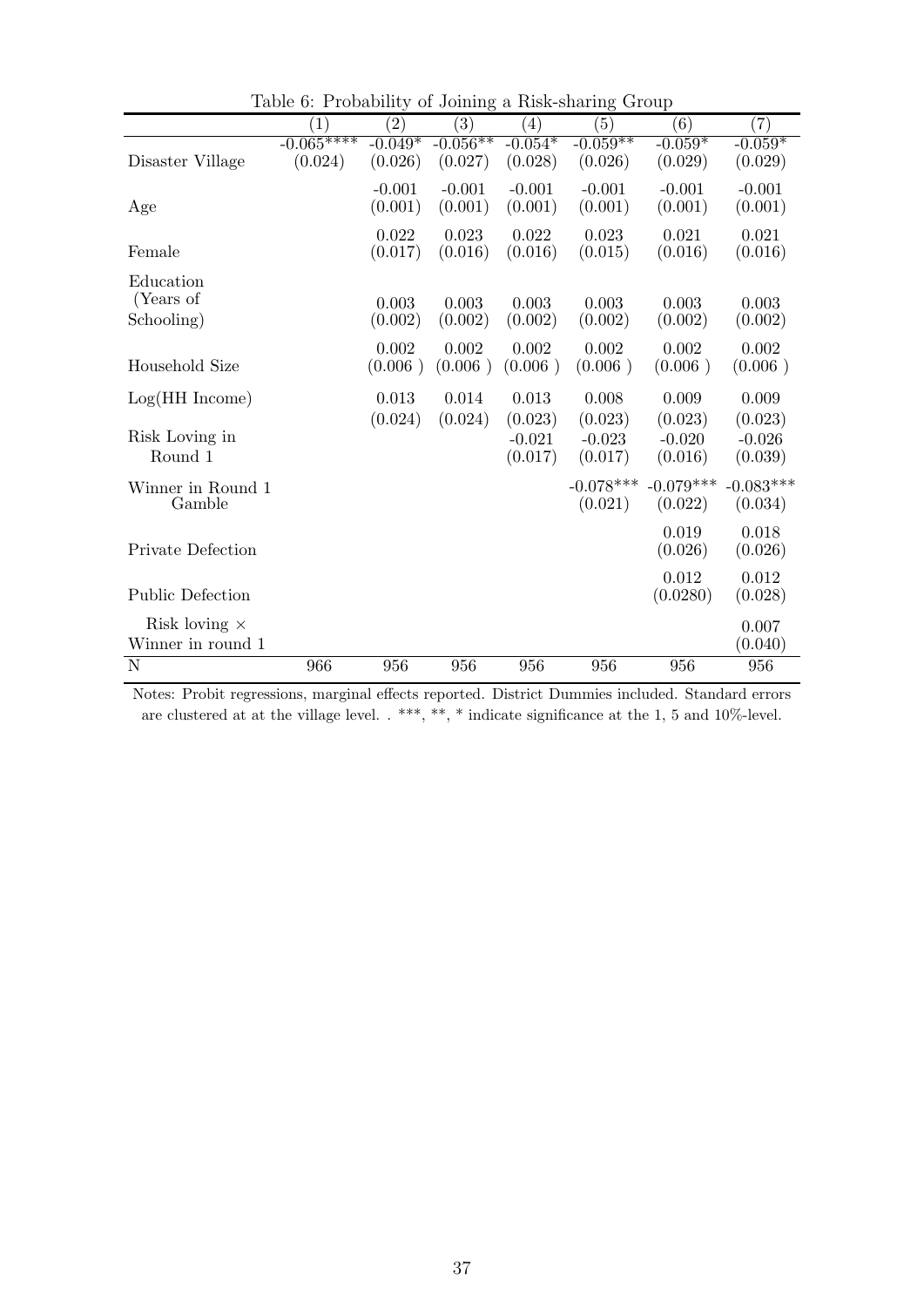Table 6: Probability of Joining a Risk-sharing Group

| | (1) | (2) | (3) | (4) | (5) | (6) | (7) |
|---|---|---|---|---|---|---|---|
| Disaster Village | -0.065**** | -0.049* | -0.056** | -0.054* | -0.059** | -0.059* | -0.059* |
| | (0.024) | (0.026) | (0.027) | (0.028) | (0.026) | (0.029) | (0.029) |
| Age | | -0.001 | -0.001 | -0.001 | -0.001 | -0.001 | -0.001 |
| | | (0.001) | (0.001) | (0.001) | (0.001) | (0.001) | (0.001) |
| Female | | 0.022 | 0.023 | 0.022 | 0.023 | 0.021 | 0.021 |
| | | (0.017) | (0.016) | (0.016) | (0.015) | (0.016) | (0.016) |
| Education (Years of Schooling) | | 0.003 | 0.003 | 0.003 | 0.003 | 0.003 | 0.003 |
| | | (0.002) | (0.002) | (0.002) | (0.002) | (0.002) | (0.002) |
| Household Size | | 0.002 | 0.002 | 0.002 | 0.002 | 0.002 | 0.002 |
| | | (0.006 ) | (0.006 ) | (0.006 ) | (0.006 ) | (0.006 ) | (0.006 ) |
| Log(HH Income) | | 0.013 | 0.014 | 0.013 | 0.008 | 0.009 | 0.009 |
| | | (0.024) | (0.024) | (0.023) | (0.023) | (0.023) | (0.023) |
| Risk Loving in Round 1 | | | | -0.021 | -0.023 | -0.020 | -0.026 |
| | | | | (0.017) | (0.017) | (0.016) | (0.039) |
| Winner in Round 1 Gamble | | | | | -0.078*** | -0.079*** | -0.083*** |
| | | | | | (0.021) | (0.022) | (0.034) |
| Private Defection | | | | | | 0.019 | 0.018 |
| | | | | | | (0.026) | (0.026) |
| Public Defection | | | | | | 0.012 | 0.012 |
| | | | | | | (0.0280) | (0.028) |
| Risk loving × Winner in round 1 | | | | | | | 0.007 |
| | | | | | | | (0.040) |
| N | 966 | 956 | 956 | 956 | 956 | 956 | 956 |

Notes: Probit regressions, marginal effects reported. District Dummies included. Standard errors are clustered at at the village level. . ***, **, * indicate significance at the 1, 5 and 10%-level.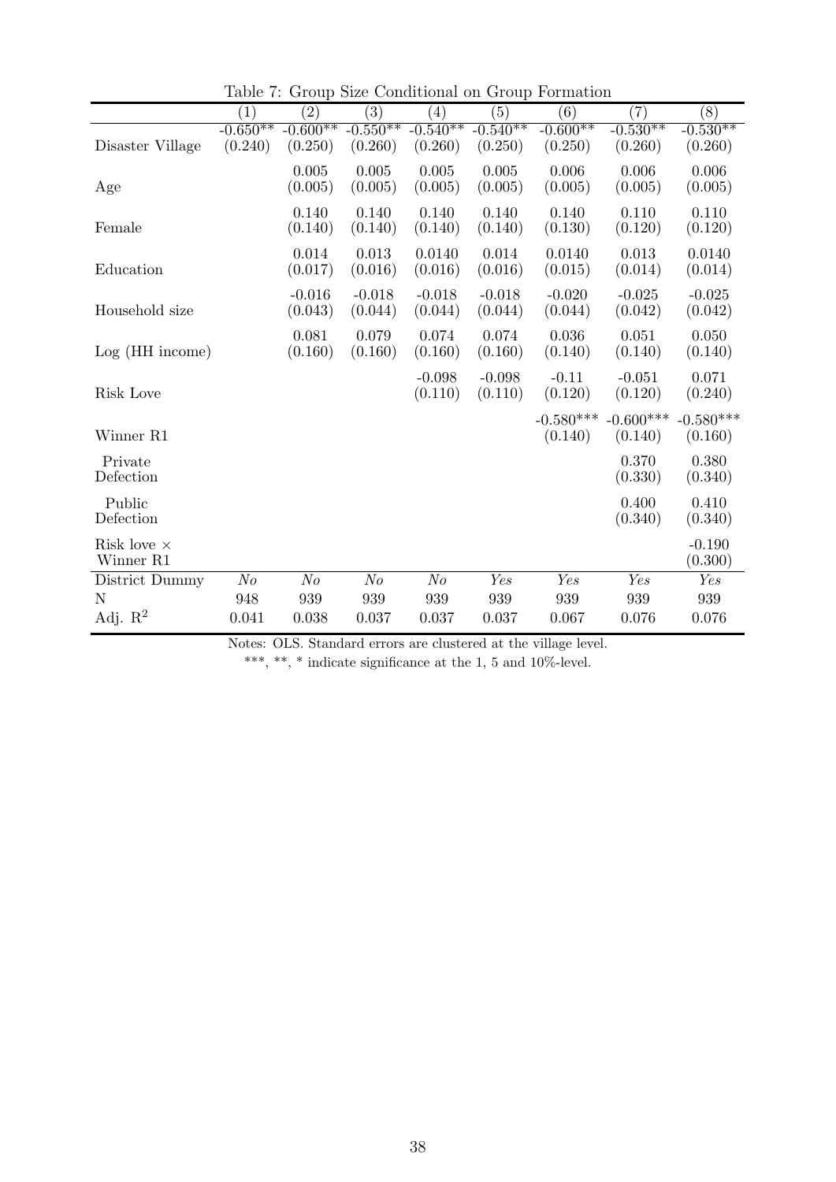Table 7: Group Size Conditional on Group Formation

| | (1) | (2) | (3) | (4) | (5) | (6) | (7) | (8) |
|---|---|---|---|---|---|---|---|---|
| Disaster Village | -0.650** (0.240) | -0.600** (0.250) | -0.550** (0.260) | -0.540** (0.260) | -0.540** (0.250) | -0.600** (0.250) | -0.530** (0.260) | -0.530** (0.260) |
| Age | | 0.005 (0.005) | 0.005 (0.005) | 0.005 (0.005) | 0.005 (0.005) | 0.006 (0.005) | 0.006 (0.005) | 0.006 (0.005) |
| Female | | 0.140 (0.140) | 0.140 (0.140) | 0.140 (0.140) | 0.140 (0.140) | 0.140 (0.130) | 0.110 (0.120) | 0.110 (0.120) |
| Education | | 0.014 (0.017) | 0.013 (0.016) | 0.0140 (0.016) | 0.014 (0.016) | 0.0140 (0.015) | 0.013 (0.014) | 0.0140 (0.014) |
| Household size | | -0.016 (0.043) | -0.018 (0.044) | -0.018 (0.044) | -0.018 (0.044) | -0.020 (0.044) | -0.025 (0.042) | -0.025 (0.042) |
| Log (HH income) | | 0.081 (0.160) | 0.079 (0.160) | 0.074 (0.160) | 0.074 (0.160) | 0.036 (0.140) | 0.051 (0.140) | 0.050 (0.140) |
| Risk Love | | | | -0.098 (0.110) | -0.098 (0.110) | -0.11 (0.120) | -0.051 (0.120) | 0.071 (0.240) |
| Winner R1 | | | | | | -0.580*** (0.140) | -0.600*** (0.140) | -0.580*** (0.160) |
| Private Defection | | | | | | | 0.370 (0.330) | 0.380 (0.340) |
| Public Defection | | | | | | | 0.400 (0.340) | 0.410 (0.340) |
| Risk love × Winner R1 | | | | | | | | -0.190 (0.300) |
| District Dummy | *No* | *No* | *No* | *No* | *Yes* | *Yes* | *Yes* | *Yes* |
| N | 948 | 939 | 939 | 939 | 939 | 939 | 939 | 939 |
| Adj. $R^2$ | 0.041 | 0.038 | 0.037 | 0.037 | 0.037 | 0.067 | 0.076 | 0.076 |

Notes: OLS. Standard errors are clustered at the village level.

***, **, * indicate significance at the 1, 5 and 10%-level.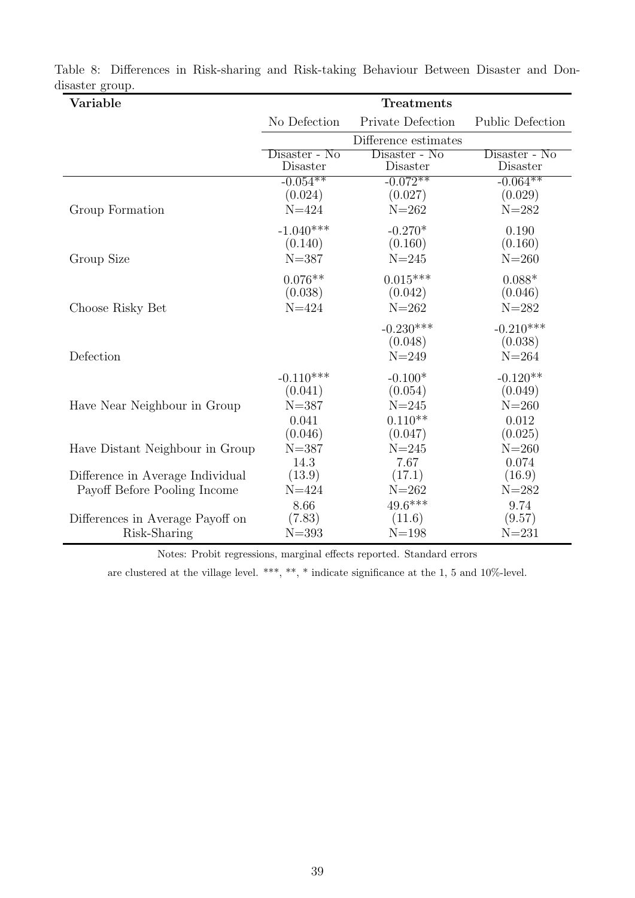Table 8: Differences in Risk-sharing and Risk-taking Behaviour Between Disaster and Don-disaster group.

| Variable | Treatments | | |
|---|---|---|---|
| | No Defection | Private Defection | Public Defection |
| | Difference estimates | | |
| | Disaster - No Disaster | Disaster - No Disaster | Disaster - No Disaster |
| Group Formation | -0.054** (0.024) N=424 | -0.072** (0.027) N=262 | -0.064** (0.029) N=282 |
| Group Size | -1.040*** (0.140) N=387 | -0.270* (0.160) N=245 | 0.190 (0.160) N=260 |
| Choose Risky Bet | 0.076** (0.038) N=424 | 0.015*** (0.042) N=262 | 0.088* (0.046) N=282 |
| Defection | | -0.230*** (0.048) N=249 | -0.210*** (0.038) N=264 |
| Have Near Neighbour in Group | -0.110*** (0.041) N=387 | -0.100* (0.054) N=245 | -0.120** (0.049) N=260 |
| Have Distant Neighbour in Group | 0.041 (0.046) N=387 | 0.110** (0.047) N=245 | 0.012 (0.025) N=260 |
| Difference in Average Individual Payoff Before Pooling Income | 14.3 (13.9) N=424 | 7.67 (17.1) N=262 | 0.074 (16.9) N=282 |
| Differences in Average Payoff on Risk-Sharing | 8.66 (7.83) N=393 | 49.6*** (11.6) N=198 | 9.74 (9.57) N=231 |

Notes: Probit regressions, marginal effects reported. Standard errors are clustered at the village level. ***, **, * indicate significance at the 1, 5 and 10%-level.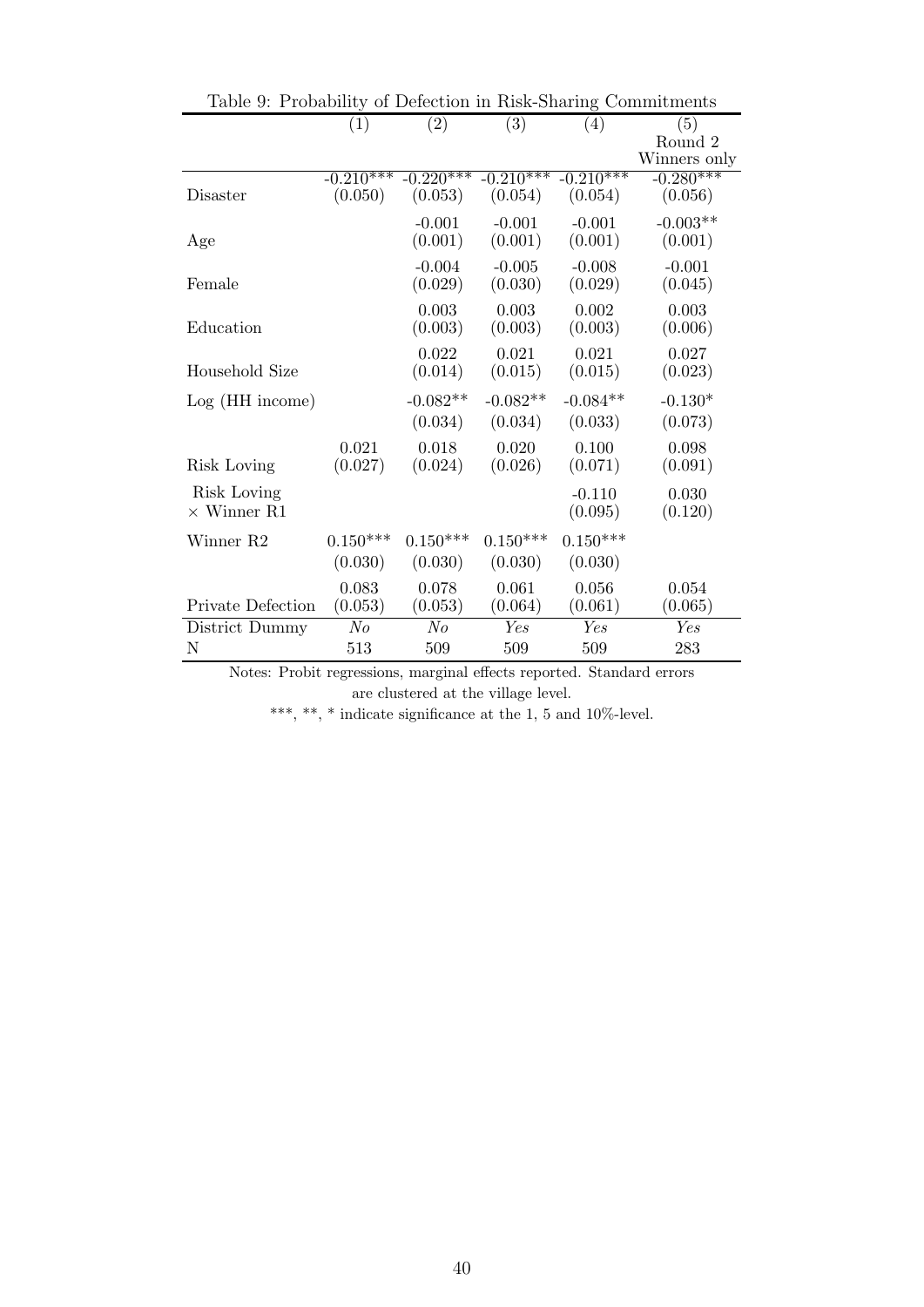Table 9: Probability of Defection in Risk-Sharing Commitments

| | (1) | (2) | (3) | (4) | (5) Round 2 Winners only |
|---|---|---|---|---|---|
| Disaster | -0.210*** | -0.220*** | -0.210*** | -0.210*** | -0.280*** |
| | (0.050) | (0.053) | (0.054) | (0.054) | (0.056) |
| Age | | -0.001 | -0.001 | -0.001 | -0.003** |
| | | (0.001) | (0.001) | (0.001) | (0.001) |
| Female | | -0.004 | -0.005 | -0.008 | -0.001 |
| | | (0.029) | (0.030) | (0.029) | (0.045) |
| Education | | 0.003 | 0.003 | 0.002 | 0.003 |
| | | (0.003) | (0.003) | (0.003) | (0.006) |
| Household Size | | 0.022 | 0.021 | 0.021 | 0.027 |
| | | (0.014) | (0.015) | (0.015) | (0.023) |
| Log (HH income) | | -0.082** | -0.082** | -0.084** | -0.130* |
| | | (0.034) | (0.034) | (0.033) | (0.073) |
| Risk Loving | 0.021 | 0.018 | 0.020 | 0.100 | 0.098 |
| | (0.027) | (0.024) | (0.026) | (0.071) | (0.091) |
| Risk Loving × Winner R1 | | | | -0.110 | 0.030 |
| | | | | (0.095) | (0.120) |
| Winner R2 | 0.150*** | 0.150*** | 0.150*** | 0.150*** | |
| | (0.030) | (0.030) | (0.030) | (0.030) | |
| Private Defection | 0.083 | 0.078 | 0.061 | 0.056 | 0.054 |
| | (0.053) | (0.053) | (0.064) | (0.061) | (0.065) |
| District Dummy | *No* | *No* | *Yes* | *Yes* | *Yes* |
| N | 513 | 509 | 509 | 509 | 283 |

Notes: Probit regressions, marginal effects reported. Standard errors are clustered at the village level.

***, **, * indicate significance at the 1, 5 and 10%-level.